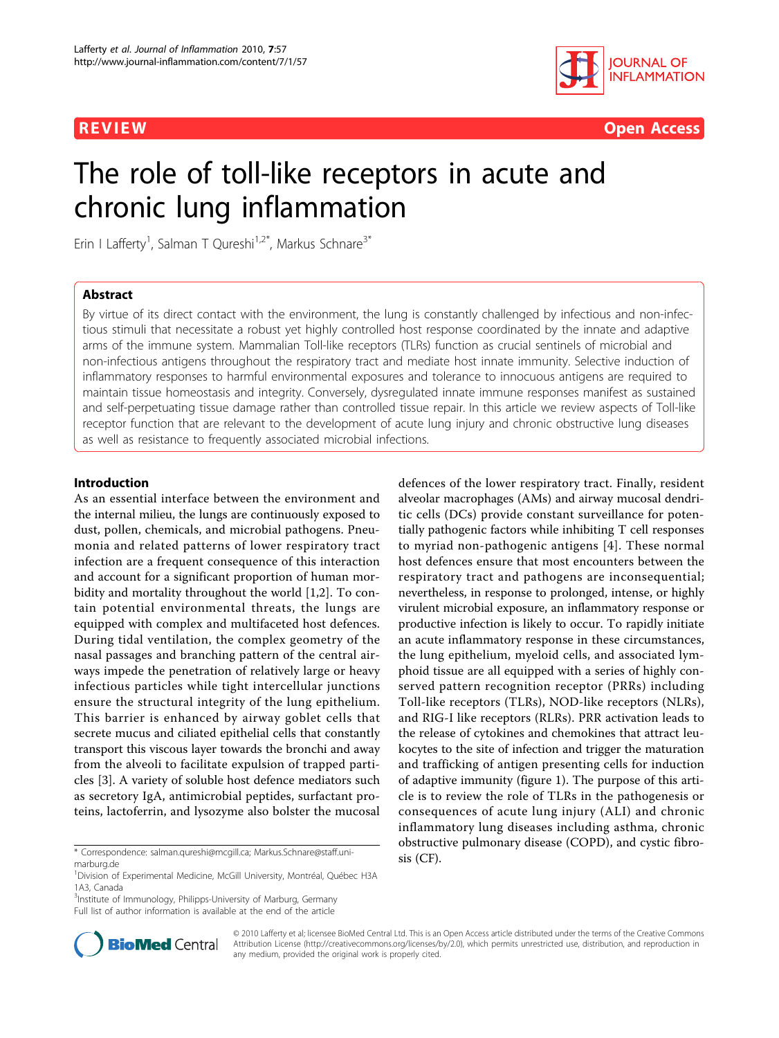REVIEW Open Access

# The role of toll-like receptors in acute and chronic lung inflammation

Erin I Lafferty[1], Salman T Qureshi[1,2*], Markus Schnare[3*]

## Abstract

By virtue of its direct contact with the environment, the lung is constantly challenged by infectious and non-infectious stimuli that necessitate a robust yet highly controlled host response coordinated by the innate and adaptive arms of the immune system. Mammalian Toll-like receptors (TLRs) function as crucial sentinels of microbial and non-infectious antigens throughout the respiratory tract and mediate host innate immunity. Selective induction of inflammatory responses to harmful environmental exposures and tolerance to innocuous antigens are required to maintain tissue homeostasis and integrity. Conversely, dysregulated innate immune responses manifest as sustained and self-perpetuating tissue damage rather than controlled tissue repair. In this article we review aspects of Toll-like receptor function that are relevant to the development of acute lung injury and chronic obstructive lung diseases as well as resistance to frequently associated microbial infections.

## Introduction

As an essential interface between the environment and the internal milieu, the lungs are continuously exposed to dust, pollen, chemicals, and microbial pathogens. Pneumonia and related patterns of lower respiratory tract infection are a frequent consequence of this interaction and account for a significant proportion of human morbidity and mortality throughout the world [1,2]. To contain potential environmental threats, the lungs are equipped with complex and multifaceted host defences. During tidal ventilation, the complex geometry of the nasal passages and branching pattern of the central airways impede the penetration of relatively large or heavy infectious particles while tight intercellular junctions ensure the structural integrity of the lung epithelium. This barrier is enhanced by airway goblet cells that secrete mucus and ciliated epithelial cells that constantly transport this viscous layer towards the bronchi and away from the alveoli to facilitate expulsion of trapped particles [3]. A variety of soluble host defence mediators such as secretory IgA, antimicrobial peptides, surfactant proteins, lactoferrin, and lysozyme also bolster the mucosal defences of the lower respiratory tract. Finally, resident alveolar macrophages (AMs) and airway mucosal dendritic cells (DCs) provide constant surveillance for potentially pathogenic factors while inhibiting T cell responses to myriad non-pathogenic antigens [4]. These normal host defences ensure that most encounters between the respiratory tract and pathogens are inconsequential; nevertheless, in response to prolonged, intense, or highly virulent microbial exposure, an inflammatory response or productive infection is likely to occur. To rapidly initiate an acute inflammatory response in these circumstances, the lung epithelium, myeloid cells, and associated lymphoid tissue are all equipped with a series of highly conserved pattern recognition receptor (PRRs) including Toll-like receptors (TLRs), NOD-like receptors (NLRs), and RIG-I like receptors (RLRs). PRR activation leads to the release of cytokines and chemokines that attract leukocytes to the site of infection and trigger the maturation and trafficking of antigen presenting cells for induction of adaptive immunity (figure 1). The purpose of this article is to review the role of TLRs in the pathogenesis or consequences of acute lung injury (ALI) and chronic inflammatory lung diseases including asthma, chronic obstructive pulmonary disease (COPD), and cystic fibrosis (CF).

\* Correspondence: salman.qureshi@mcgill.ca; Markus.Schnare@staff.uni-marburg.de

[1]Division of Experimental Medicine, McGill University, Montréal, Québec H3A 1A3, Canada

[3]Institute of Immunology, Philipps-University of Marburg, Germany

Full list of author information is available at the end of the article

© 2010 Lafferty et al; licensee BioMed Central Ltd. This is an Open Access article distributed under the terms of the Creative Commons Attribution License (http://creativecommons.org/licenses/by/2.0), which permits unrestricted use, distribution, and reproduction in any medium, provided the original work is properly cited.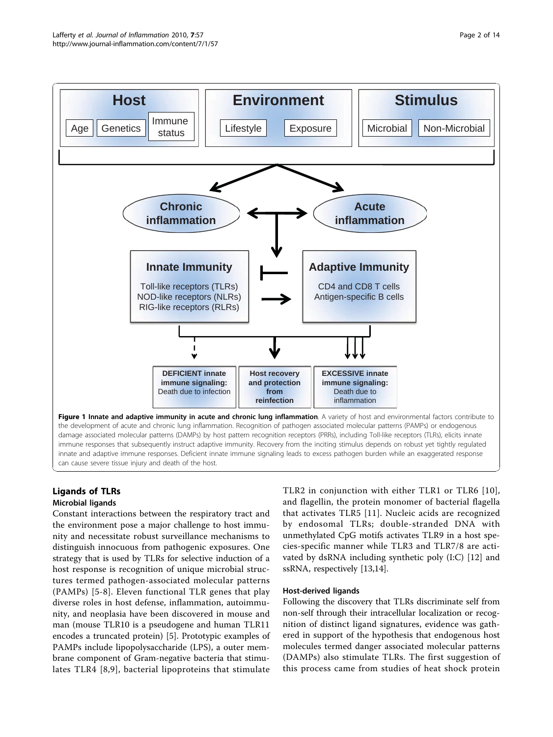**Figure 1 Innate and adaptive immunity in acute and chronic lung inflammation**. A variety of host and environmental factors contribute to the development of acute and chronic lung inflammation. Recognition of pathogen associated molecular patterns (PAMPs) or endogenous damage associated molecular patterns (DAMPs) by host pattern recognition receptors (PRRs), including Toll-like receptors (TLRs), elicits innate immune responses that subsequently instruct adaptive immunity. Recovery from the inciting stimulus depends on robust yet tightly regulated innate and adaptive immune responses. Deficient innate immune signaling leads to excess pathogen burden while an exaggerated response can cause severe tissue injury and death of the host.

## Ligands of TLRs

### Microbial ligands

Constant interactions between the respiratory tract and the environment pose a major challenge to host immunity and necessitate robust surveillance mechanisms to distinguish innocuous from pathogenic exposures. One strategy that is used by TLRs for selective induction of a host response is recognition of unique microbial structures termed pathogen-associated molecular patterns (PAMPs) [5-8]. Eleven functional TLR genes that play diverse roles in host defense, inflammation, autoimmunity, and neoplasia have been discovered in mouse and man (mouse TLR10 is a pseudogene and human TLR11 encodes a truncated protein) [5]. Prototypic examples of PAMPs include lipopolysaccharide (LPS), a outer membrane component of Gram-negative bacteria that stimulates TLR4 [8,9], bacterial lipoproteins that stimulate TLR2 in conjunction with either TLR1 or TLR6 [10], and flagellin, the protein monomer of bacterial flagella that activates TLR5 [11]. Nucleic acids are recognized by endosomal TLRs; double-stranded DNA with unmethylated CpG motifs activates TLR9 in a host species-specific manner while TLR3 and TLR7/8 are activated by dsRNA including synthetic poly (I:C) [12] and ssRNA, respectively [13,14].

### Host-derived ligands

Following the discovery that TLRs discriminate self from non-self through their intracellular localization or recognition of distinct ligand signatures, evidence was gathered in support of the hypothesis that endogenous host molecules termed danger associated molecular patterns (DAMPs) also stimulate TLRs. The first suggestion of this process came from studies of heat shock protein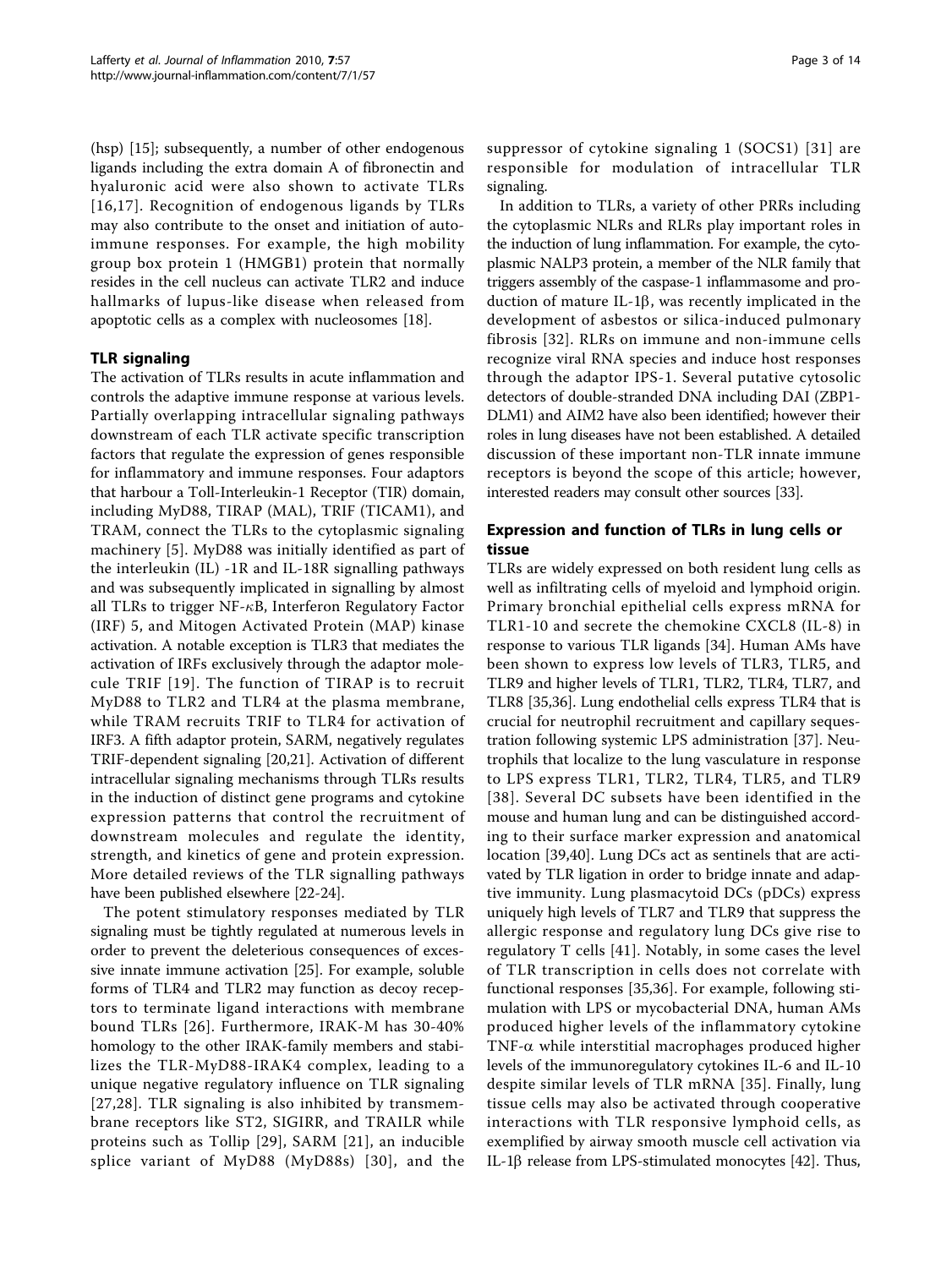(hsp) [15]; subsequently, a number of other endogenous ligands including the extra domain A of fibronectin and hyaluronic acid were also shown to activate TLRs [16,17]. Recognition of endogenous ligands by TLRs may also contribute to the onset and initiation of autoimmune responses. For example, the high mobility group box protein 1 (HMGB1) protein that normally resides in the cell nucleus can activate TLR2 and induce hallmarks of lupus-like disease when released from apoptotic cells as a complex with nucleosomes [18].

## TLR signaling

The activation of TLRs results in acute inflammation and controls the adaptive immune response at various levels. Partially overlapping intracellular signaling pathways downstream of each TLR activate specific transcription factors that regulate the expression of genes responsible for inflammatory and immune responses. Four adaptors that harbour a Toll-Interleukin-1 Receptor (TIR) domain, including MyD88, TIRAP (MAL), TRIF (TICAM1), and TRAM, connect the TLRs to the cytoplasmic signaling machinery [5]. MyD88 was initially identified as part of the interleukin (IL) -1R and IL-18R signalling pathways and was subsequently implicated in signalling by almost all TLRs to trigger NF-κB, Interferon Regulatory Factor (IRF) 5, and Mitogen Activated Protein (MAP) kinase activation. A notable exception is TLR3 that mediates the activation of IRFs exclusively through the adaptor molecule TRIF [19]. The function of TIRAP is to recruit MyD88 to TLR2 and TLR4 at the plasma membrane, while TRAM recruits TRIF to TLR4 for activation of IRF3. A fifth adaptor protein, SARM, negatively regulates TRIF-dependent signaling [20,21]. Activation of different intracellular signaling mechanisms through TLRs results in the induction of distinct gene programs and cytokine expression patterns that control the recruitment of downstream molecules and regulate the identity, strength, and kinetics of gene and protein expression. More detailed reviews of the TLR signalling pathways have been published elsewhere [22-24].

The potent stimulatory responses mediated by TLR signaling must be tightly regulated at numerous levels in order to prevent the deleterious consequences of excessive innate immune activation [25]. For example, soluble forms of TLR4 and TLR2 may function as decoy receptors to terminate ligand interactions with membrane bound TLRs [26]. Furthermore, IRAK-M has 30-40% homology to the other IRAK-family members and stabilizes the TLR-MyD88-IRAK4 complex, leading to a unique negative regulatory influence on TLR signaling [27,28]. TLR signaling is also inhibited by transmembrane receptors like ST2, SIGIRR, and TRAILR while proteins such as Tollip [29], SARM [21], an inducible splice variant of MyD88 (MyD88s) [30], and the suppressor of cytokine signaling 1 (SOCS1) [31] are responsible for modulation of intracellular TLR signaling.

In addition to TLRs, a variety of other PRRs including the cytoplasmic NLRs and RLRs play important roles in the induction of lung inflammation. For example, the cytoplasmic NALP3 protein, a member of the NLR family that triggers assembly of the caspase-1 inflammasome and production of mature IL-1β, was recently implicated in the development of asbestos or silica-induced pulmonary fibrosis [32]. RLRs on immune and non-immune cells recognize viral RNA species and induce host responses through the adaptor IPS-1. Several putative cytosolic detectors of double-stranded DNA including DAI (ZBP1-DLM1) and AIM2 have also been identified; however their roles in lung diseases have not been established. A detailed discussion of these important non-TLR innate immune receptors is beyond the scope of this article; however, interested readers may consult other sources [33].

## Expression and function of TLRs in lung cells or tissue

TLRs are widely expressed on both resident lung cells as well as infiltrating cells of myeloid and lymphoid origin. Primary bronchial epithelial cells express mRNA for TLR1-10 and secrete the chemokine CXCL8 (IL-8) in response to various TLR ligands [34]. Human AMs have been shown to express low levels of TLR3, TLR5, and TLR9 and higher levels of TLR1, TLR2, TLR4, TLR7, and TLR8 [35,36]. Lung endothelial cells express TLR4 that is crucial for neutrophil recruitment and capillary sequestration following systemic LPS administration [37]. Neutrophils that localize to the lung vasculature in response to LPS express TLR1, TLR2, TLR4, TLR5, and TLR9 [38]. Several DC subsets have been identified in the mouse and human lung and can be distinguished according to their surface marker expression and anatomical location [39,40]. Lung DCs act as sentinels that are activated by TLR ligation in order to bridge innate and adaptive immunity. Lung plasmacytoid DCs (pDCs) express uniquely high levels of TLR7 and TLR9 that suppress the allergic response and regulatory lung DCs give rise to regulatory T cells [41]. Notably, in some cases the level of TLR transcription in cells does not correlate with functional responses [35,36]. For example, following stimulation with LPS or mycobacterial DNA, human AMs produced higher levels of the inflammatory cytokine TNF-α while interstitial macrophages produced higher levels of the immunoregulatory cytokines IL-6 and IL-10 despite similar levels of TLR mRNA [35]. Finally, lung tissue cells may also be activated through cooperative interactions with TLR responsive lymphoid cells, as exemplified by airway smooth muscle cell activation via IL-1β release from LPS-stimulated monocytes [42]. Thus,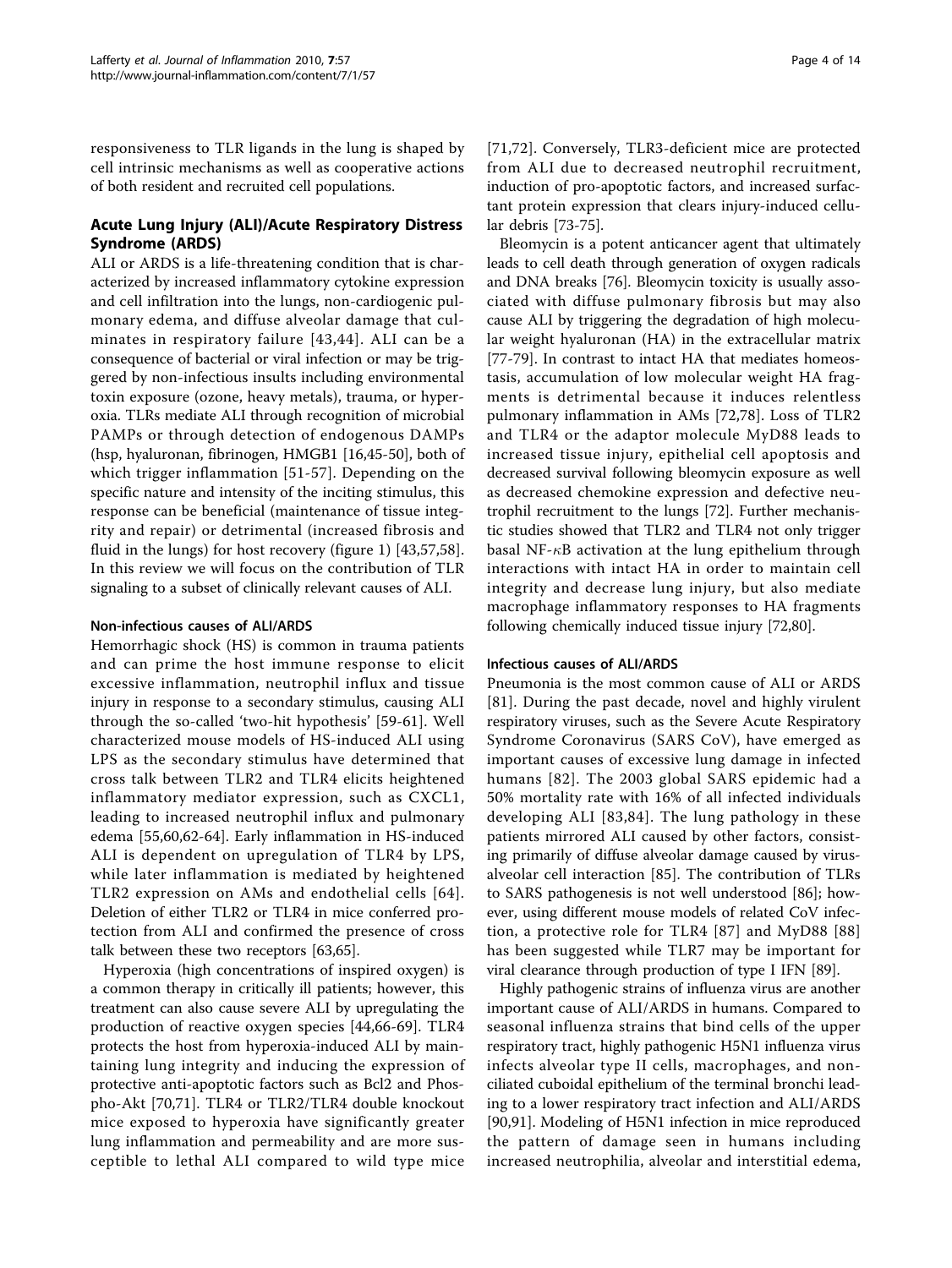responsiveness to TLR ligands in the lung is shaped by cell intrinsic mechanisms as well as cooperative actions of both resident and recruited cell populations.

## Acute Lung Injury (ALI)/Acute Respiratory Distress Syndrome (ARDS)

ALI or ARDS is a life-threatening condition that is characterized by increased inflammatory cytokine expression and cell infiltration into the lungs, non-cardiogenic pulmonary edema, and diffuse alveolar damage that culminates in respiratory failure [43,44]. ALI can be a consequence of bacterial or viral infection or may be triggered by non-infectious insults including environmental toxin exposure (ozone, heavy metals), trauma, or hyperoxia. TLRs mediate ALI through recognition of microbial PAMPs or through detection of endogenous DAMPs (hsp, hyaluronan, fibrinogen, HMGB1 [16,45-50], both of which trigger inflammation [51-57]. Depending on the specific nature and intensity of the inciting stimulus, this response can be beneficial (maintenance of tissue integrity and repair) or detrimental (increased fibrosis and fluid in the lungs) for host recovery (figure 1) [43,57,58]. In this review we will focus on the contribution of TLR signaling to a subset of clinically relevant causes of ALI.

### Non-infectious causes of ALI/ARDS

Hemorrhagic shock (HS) is common in trauma patients and can prime the host immune response to elicit excessive inflammation, neutrophil influx and tissue injury in response to a secondary stimulus, causing ALI through the so-called 'two-hit hypothesis' [59-61]. Well characterized mouse models of HS-induced ALI using LPS as the secondary stimulus have determined that cross talk between TLR2 and TLR4 elicits heightened inflammatory mediator expression, such as CXCL1, leading to increased neutrophil influx and pulmonary edema [55,60,62-64]. Early inflammation in HS-induced ALI is dependent on upregulation of TLR4 by LPS, while later inflammation is mediated by heightened TLR2 expression on AMs and endothelial cells [64]. Deletion of either TLR2 or TLR4 in mice conferred protection from ALI and confirmed the presence of cross talk between these two receptors [63,65].

Hyperoxia (high concentrations of inspired oxygen) is a common therapy in critically ill patients; however, this treatment can also cause severe ALI by upregulating the production of reactive oxygen species [44,66-69]. TLR4 protects the host from hyperoxia-induced ALI by maintaining lung integrity and inducing the expression of protective anti-apoptotic factors such as Bcl2 and Phospho-Akt [70,71]. TLR4 or TLR2/TLR4 double knockout mice exposed to hyperoxia have significantly greater lung inflammation and permeability and are more susceptible to lethal ALI compared to wild type mice [71,72]. Conversely, TLR3-deficient mice are protected from ALI due to decreased neutrophil recruitment, induction of pro-apoptotic factors, and increased surfactant protein expression that clears injury-induced cellular debris [73-75].

Bleomycin is a potent anticancer agent that ultimately leads to cell death through generation of oxygen radicals and DNA breaks [76]. Bleomycin toxicity is usually associated with diffuse pulmonary fibrosis but may also cause ALI by triggering the degradation of high molecular weight hyaluronan (HA) in the extracellular matrix [77-79]. In contrast to intact HA that mediates homeostasis, accumulation of low molecular weight HA fragments is detrimental because it induces relentless pulmonary inflammation in AMs [72,78]. Loss of TLR2 and TLR4 or the adaptor molecule MyD88 leads to increased tissue injury, epithelial cell apoptosis and decreased survival following bleomycin exposure as well as decreased chemokine expression and defective neutrophil recruitment to the lungs [72]. Further mechanistic studies showed that TLR2 and TLR4 not only trigger basal NF-$\kappa$B activation at the lung epithelium through interactions with intact HA in order to maintain cell integrity and decrease lung injury, but also mediate macrophage inflammatory responses to HA fragments following chemically induced tissue injury [72,80].

### Infectious causes of ALI/ARDS

Pneumonia is the most common cause of ALI or ARDS [81]. During the past decade, novel and highly virulent respiratory viruses, such as the Severe Acute Respiratory Syndrome Coronavirus (SARS CoV), have emerged as important causes of excessive lung damage in infected humans [82]. The 2003 global SARS epidemic had a 50% mortality rate with 16% of all infected individuals developing ALI [83,84]. The lung pathology in these patients mirrored ALI caused by other factors, consisting primarily of diffuse alveolar damage caused by virus-alveolar cell interaction [85]. The contribution of TLRs to SARS pathogenesis is not well understood [86]; however, using different mouse models of related CoV infection, a protective role for TLR4 [87] and MyD88 [88] has been suggested while TLR7 may be important for viral clearance through production of type I IFN [89].

Highly pathogenic strains of influenza virus are another important cause of ALI/ARDS in humans. Compared to seasonal influenza strains that bind cells of the upper respiratory tract, highly pathogenic H5N1 influenza virus infects alveolar type II cells, macrophages, and non-ciliated cuboidal epithelium of the terminal bronchi leading to a lower respiratory tract infection and ALI/ARDS [90,91]. Modeling of H5N1 infection in mice reproduced the pattern of damage seen in humans including increased neutrophilia, alveolar and interstitial edema,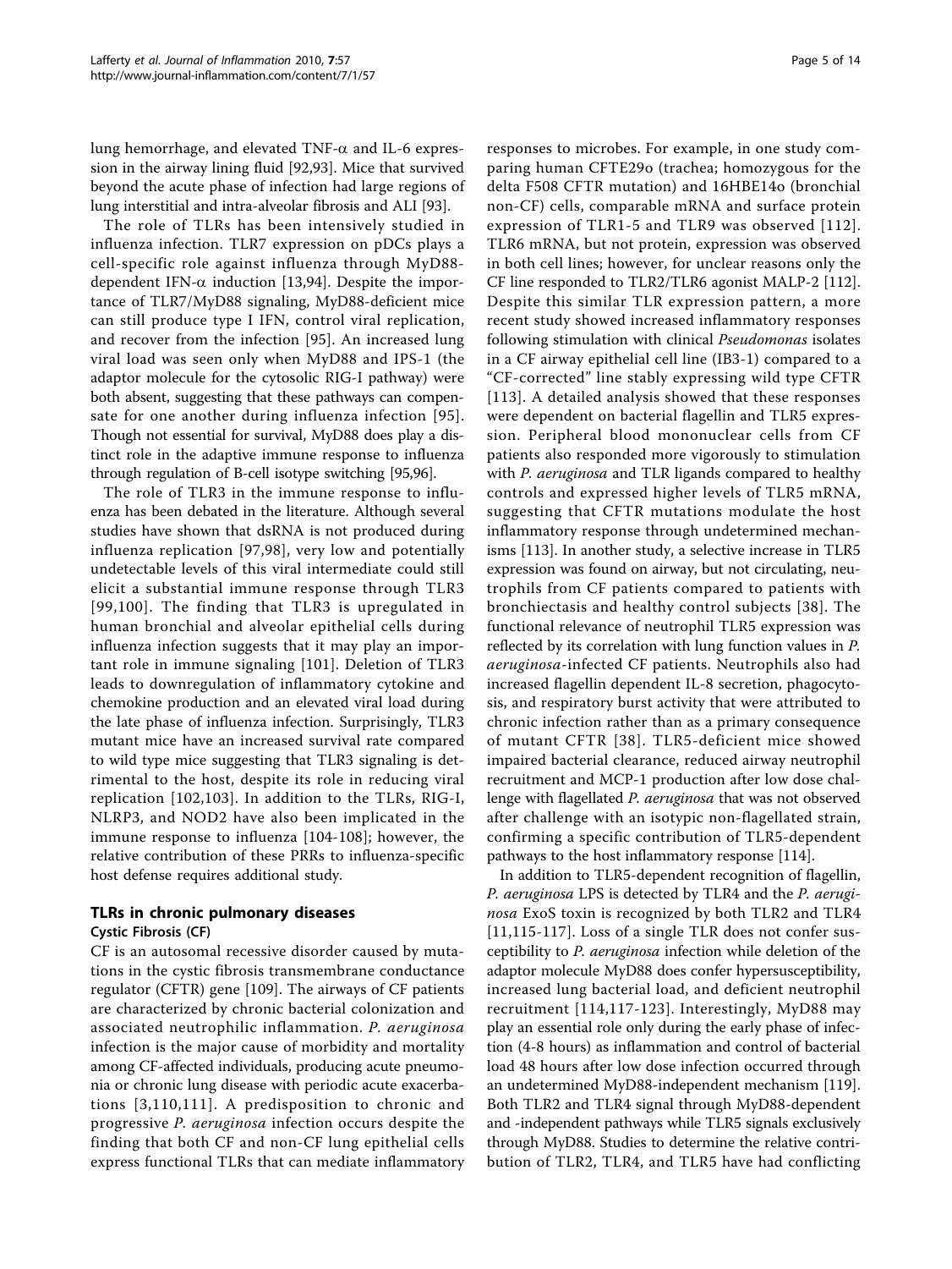lung hemorrhage, and elevated TNF-α and IL-6 expression in the airway lining fluid [92,93]. Mice that survived beyond the acute phase of infection had large regions of lung interstitial and intra-alveolar fibrosis and ALI [93].

The role of TLRs has been intensively studied in influenza infection. TLR7 expression on pDCs plays a cell-specific role against influenza through MyD88-dependent IFN-α induction [13,94]. Despite the importance of TLR7/MyD88 signaling, MyD88-deficient mice can still produce type I IFN, control viral replication, and recover from the infection [95]. An increased lung viral load was seen only when MyD88 and IPS-1 (the adaptor molecule for the cytosolic RIG-I pathway) were both absent, suggesting that these pathways can compensate for one another during influenza infection [95]. Though not essential for survival, MyD88 does play a distinct role in the adaptive immune response to influenza through regulation of B-cell isotype switching [95,96].

The role of TLR3 in the immune response to influenza has been debated in the literature. Although several studies have shown that dsRNA is not produced during influenza replication [97,98], very low and potentially undetectable levels of this viral intermediate could still elicit a substantial immune response through TLR3 [99,100]. The finding that TLR3 is upregulated in human bronchial and alveolar epithelial cells during influenza infection suggests that it may play an important role in immune signaling [101]. Deletion of TLR3 leads to downregulation of inflammatory cytokine and chemokine production and an elevated viral load during the late phase of influenza infection. Surprisingly, TLR3 mutant mice have an increased survival rate compared to wild type mice suggesting that TLR3 signaling is detrimental to the host, despite its role in reducing viral replication [102,103]. In addition to the TLRs, RIG-I, NLRP3, and NOD2 have also been implicated in the immune response to influenza [104-108]; however, the relative contribution of these PRRs to influenza-specific host defense requires additional study.

## TLRs in chronic pulmonary diseases

### Cystic Fibrosis (CF)

CF is an autosomal recessive disorder caused by mutations in the cystic fibrosis transmembrane conductance regulator (CFTR) gene [109]. The airways of CF patients are characterized by chronic bacterial colonization and associated neutrophilic inflammation. *P. aeruginosa* infection is the major cause of morbidity and mortality among CF-affected individuals, producing acute pneumonia or chronic lung disease with periodic acute exacerbations [3,110,111]. A predisposition to chronic and progressive *P. aeruginosa* infection occurs despite the finding that both CF and non-CF lung epithelial cells express functional TLRs that can mediate inflammatory responses to microbes. For example, in one study comparing human CFTE29o (trachea; homozygous for the delta F508 CFTR mutation) and 16HBE14o (bronchial non-CF) cells, comparable mRNA and surface protein expression of TLR1-5 and TLR9 was observed [112]. TLR6 mRNA, but not protein, expression was observed in both cell lines; however, for unclear reasons only the CF line responded to TLR2/TLR6 agonist MALP-2 [112]. Despite this similar TLR expression pattern, a more recent study showed increased inflammatory responses following stimulation with clinical *Pseudomonas* isolates in a CF airway epithelial cell line (IB3-1) compared to a "CF-corrected" line stably expressing wild type CFTR [113]. A detailed analysis showed that these responses were dependent on bacterial flagellin and TLR5 expression. Peripheral blood mononuclear cells from CF patients also responded more vigorously to stimulation with *P. aeruginosa* and TLR ligands compared to healthy controls and expressed higher levels of TLR5 mRNA, suggesting that CFTR mutations modulate the host inflammatory response through undetermined mechanisms [113]. In another study, a selective increase in TLR5 expression was found on airway, but not circulating, neutrophils from CF patients compared to patients with bronchiectasis and healthy control subjects [38]. The functional relevance of neutrophil TLR5 expression was reflected by its correlation with lung function values in *P. aeruginosa*-infected CF patients. Neutrophils also had increased flagellin dependent IL-8 secretion, phagocytosis, and respiratory burst activity that were attributed to chronic infection rather than as a primary consequence of mutant CFTR [38]. TLR5-deficient mice showed impaired bacterial clearance, reduced airway neutrophil recruitment and MCP-1 production after low dose challenge with flagellated *P. aeruginosa* that was not observed after challenge with an isotypic non-flagellated strain, confirming a specific contribution of TLR5-dependent pathways to the host inflammatory response [114].

In addition to TLR5-dependent recognition of flagellin, *P. aeruginosa* LPS is detected by TLR4 and the *P. aeruginosa* ExoS toxin is recognized by both TLR2 and TLR4 [11,115-117]. Loss of a single TLR does not confer susceptibility to *P. aeruginosa* infection while deletion of the adaptor molecule MyD88 does confer hypersusceptibility, increased lung bacterial load, and deficient neutrophil recruitment [114,117-123]. Interestingly, MyD88 may play an essential role only during the early phase of infection (4-8 hours) as inflammation and control of bacterial load 48 hours after low dose infection occurred through an undetermined MyD88-independent mechanism [119]. Both TLR2 and TLR4 signal through MyD88-dependent and -independent pathways while TLR5 signals exclusively through MyD88. Studies to determine the relative contribution of TLR2, TLR4, and TLR5 have had conflicting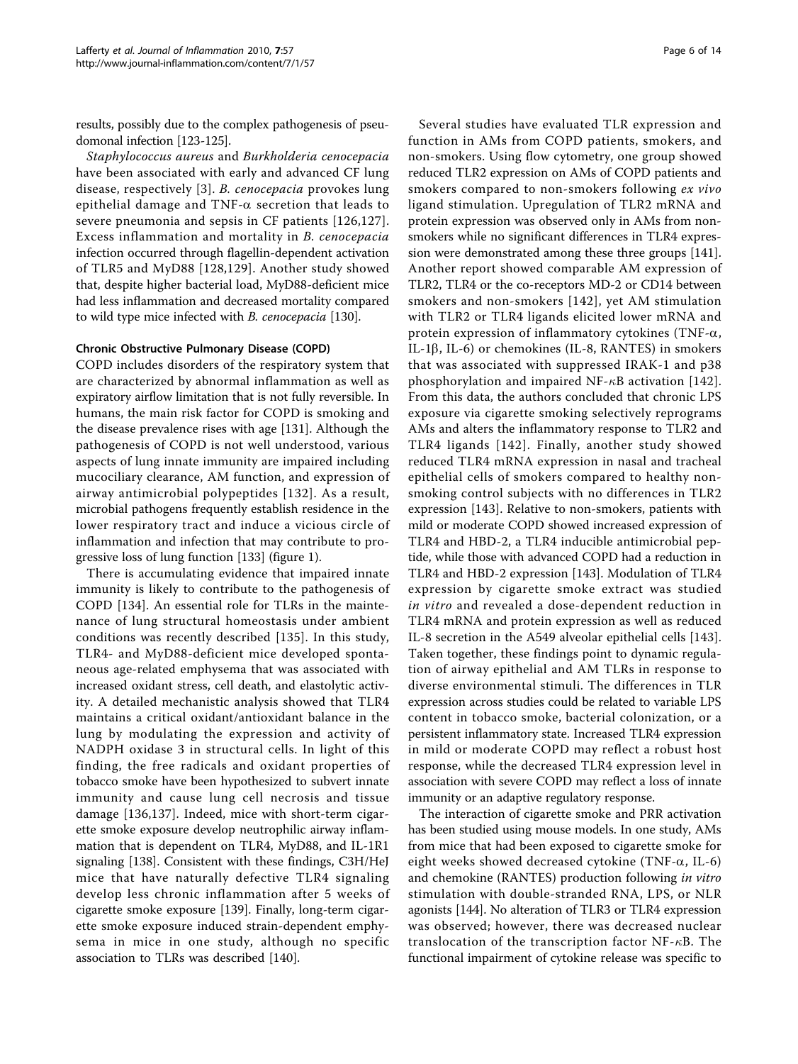results, possibly due to the complex pathogenesis of pseudomonal infection [123-125].

*Staphylococcus aureus* and *Burkholderia cenocepacia* have been associated with early and advanced CF lung disease, respectively [3]. *B. cenocepacia* provokes lung epithelial damage and TNF-α secretion that leads to severe pneumonia and sepsis in CF patients [126,127]. Excess inflammation and mortality in *B. cenocepacia* infection occurred through flagellin-dependent activation of TLR5 and MyD88 [128,129]. Another study showed that, despite higher bacterial load, MyD88-deficient mice had less inflammation and decreased mortality compared to wild type mice infected with *B. cenocepacia* [130].

### Chronic Obstructive Pulmonary Disease (COPD)

COPD includes disorders of the respiratory system that are characterized by abnormal inflammation as well as expiratory airflow limitation that is not fully reversible. In humans, the main risk factor for COPD is smoking and the disease prevalence rises with age [131]. Although the pathogenesis of COPD is not well understood, various aspects of lung innate immunity are impaired including mucociliary clearance, AM function, and expression of airway antimicrobial polypeptides [132]. As a result, microbial pathogens frequently establish residence in the lower respiratory tract and induce a vicious circle of inflammation and infection that may contribute to progressive loss of lung function [133] (figure 1).

There is accumulating evidence that impaired innate immunity is likely to contribute to the pathogenesis of COPD [134]. An essential role for TLRs in the maintenance of lung structural homeostasis under ambient conditions was recently described [135]. In this study, TLR4- and MyD88-deficient mice developed spontaneous age-related emphysema that was associated with increased oxidant stress, cell death, and elastolytic activity. A detailed mechanistic analysis showed that TLR4 maintains a critical oxidant/antioxidant balance in the lung by modulating the expression and activity of NADPH oxidase 3 in structural cells. In light of this finding, the free radicals and oxidant properties of tobacco smoke have been hypothesized to subvert innate immunity and cause lung cell necrosis and tissue damage [136,137]. Indeed, mice with short-term cigarette smoke exposure develop neutrophilic airway inflammation that is dependent on TLR4, MyD88, and IL-1R1 signaling [138]. Consistent with these findings, C3H/HeJ mice that have naturally defective TLR4 signaling develop less chronic inflammation after 5 weeks of cigarette smoke exposure [139]. Finally, long-term cigarette smoke exposure induced strain-dependent emphysema in mice in one study, although no specific association to TLRs was described [140].

Several studies have evaluated TLR expression and function in AMs from COPD patients, smokers, and non-smokers. Using flow cytometry, one group showed reduced TLR2 expression on AMs of COPD patients and smokers compared to non-smokers following *ex vivo* ligand stimulation. Upregulation of TLR2 mRNA and protein expression was observed only in AMs from non-smokers while no significant differences in TLR4 expression were demonstrated among these three groups [141]. Another report showed comparable AM expression of TLR2, TLR4 or the co-receptors MD-2 or CD14 between smokers and non-smokers [142], yet AM stimulation with TLR2 or TLR4 ligands elicited lower mRNA and protein expression of inflammatory cytokines (TNF-α, IL-1β, IL-6) or chemokines (IL-8, RANTES) in smokers that was associated with suppressed IRAK-1 and p38 phosphorylation and impaired NF-κB activation [142]. From this data, the authors concluded that chronic LPS exposure via cigarette smoking selectively reprograms AMs and alters the inflammatory response to TLR2 and TLR4 ligands [142]. Finally, another study showed reduced TLR4 mRNA expression in nasal and tracheal epithelial cells of smokers compared to healthy non-smoking control subjects with no differences in TLR2 expression [143]. Relative to non-smokers, patients with mild or moderate COPD showed increased expression of TLR4 and HBD-2, a TLR4 inducible antimicrobial peptide, while those with advanced COPD had a reduction in TLR4 and HBD-2 expression [143]. Modulation of TLR4 expression by cigarette smoke extract was studied *in vitro* and revealed a dose-dependent reduction in TLR4 mRNA and protein expression as well as reduced IL-8 secretion in the A549 alveolar epithelial cells [143]. Taken together, these findings point to dynamic regulation of airway epithelial and AM TLRs in response to diverse environmental stimuli. The differences in TLR expression across studies could be related to variable LPS content in tobacco smoke, bacterial colonization, or a persistent inflammatory state. Increased TLR4 expression in mild or moderate COPD may reflect a robust host response, while the decreased TLR4 expression level in association with severe COPD may reflect a loss of innate immunity or an adaptive regulatory response.

The interaction of cigarette smoke and PRR activation has been studied using mouse models. In one study, AMs from mice that had been exposed to cigarette smoke for eight weeks showed decreased cytokine (TNF-α, IL-6) and chemokine (RANTES) production following *in vitro* stimulation with double-stranded RNA, LPS, or NLR agonists [144]. No alteration of TLR3 or TLR4 expression was observed; however, there was decreased nuclear translocation of the transcription factor NF-κB. The functional impairment of cytokine release was specific to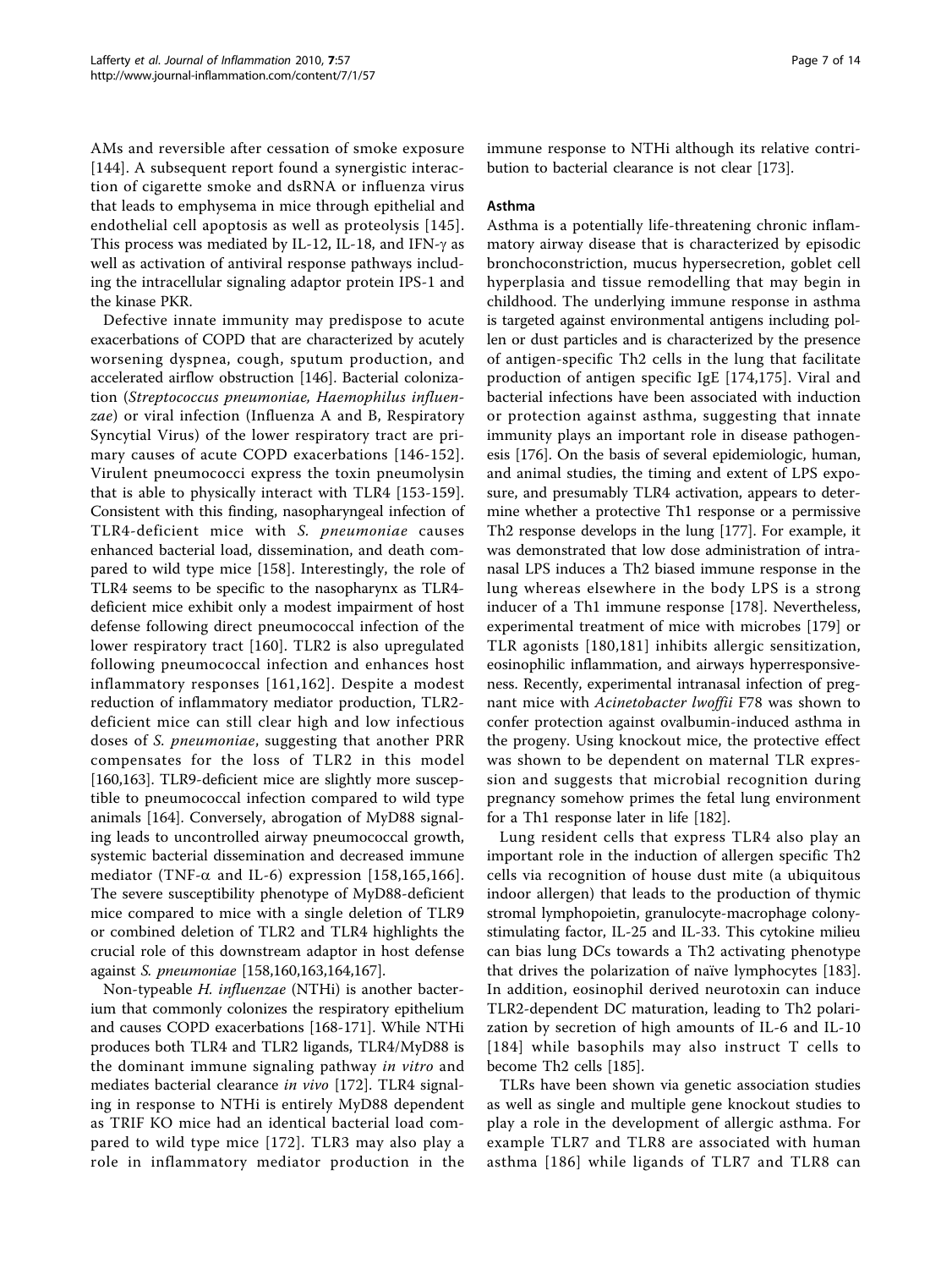AMs and reversible after cessation of smoke exposure [144]. A subsequent report found a synergistic interaction of cigarette smoke and dsRNA or influenza virus that leads to emphysema in mice through epithelial and endothelial cell apoptosis as well as proteolysis [145]. This process was mediated by IL-12, IL-18, and IFN-$\gamma$ as well as activation of antiviral response pathways including the intracellular signaling adaptor protein IPS-1 and the kinase PKR.

Defective innate immunity may predispose to acute exacerbations of COPD that are characterized by acutely worsening dyspnea, cough, sputum production, and accelerated airflow obstruction [146]. Bacterial colonization (*Streptococcus pneumoniae*, *Haemophilus influenzae*) or viral infection (Influenza A and B, Respiratory Syncytial Virus) of the lower respiratory tract are primary causes of acute COPD exacerbations [146-152]. Virulent pneumococci express the toxin pneumolysin that is able to physically interact with TLR4 [153-159]. Consistent with this finding, nasopharyngeal infection of TLR4-deficient mice with *S. pneumoniae* causes enhanced bacterial load, dissemination, and death compared to wild type mice [158]. Interestingly, the role of TLR4 seems to be specific to the nasopharynx as TLR4-deficient mice exhibit only a modest impairment of host defense following direct pneumococcal infection of the lower respiratory tract [160]. TLR2 is also upregulated following pneumococcal infection and enhances host inflammatory responses [161,162]. Despite a modest reduction of inflammatory mediator production, TLR2-deficient mice can still clear high and low infectious doses of *S. pneumoniae*, suggesting that another PRR compensates for the loss of TLR2 in this model [160,163]. TLR9-deficient mice are slightly more susceptible to pneumococcal infection compared to wild type animals [164]. Conversely, abrogation of MyD88 signaling leads to uncontrolled airway pneumococcal growth, systemic bacterial dissemination and decreased immune mediator (TNF-$\alpha$ and IL-6) expression [158,165,166]. The severe susceptibility phenotype of MyD88-deficient mice compared to mice with a single deletion of TLR9 or combined deletion of TLR2 and TLR4 highlights the crucial role of this downstream adaptor in host defense against *S. pneumoniae* [158,160,163,164,167].

Non-typeable *H. influenzae* (NTHi) is another bacterium that commonly colonizes the respiratory epithelium and causes COPD exacerbations [168-171]. While NTHi produces both TLR4 and TLR2 ligands, TLR4/MyD88 is the dominant immune signaling pathway *in vitro* and mediates bacterial clearance *in vivo* [172]. TLR4 signaling in response to NTHi is entirely MyD88 dependent as TRIF KO mice had an identical bacterial load compared to wild type mice [172]. TLR3 may also play a role in inflammatory mediator production in the immune response to NTHi although its relative contribution to bacterial clearance is not clear [173].

### Asthma

Asthma is a potentially life-threatening chronic inflammatory airway disease that is characterized by episodic bronchoconstriction, mucus hypersecretion, goblet cell hyperplasia and tissue remodelling that may begin in childhood. The underlying immune response in asthma is targeted against environmental antigens including pollen or dust particles and is characterized by the presence of antigen-specific Th2 cells in the lung that facilitate production of antigen specific IgE [174,175]. Viral and bacterial infections have been associated with induction or protection against asthma, suggesting that innate immunity plays an important role in disease pathogenesis [176]. On the basis of several epidemiologic, human, and animal studies, the timing and extent of LPS exposure, and presumably TLR4 activation, appears to determine whether a protective Th1 response or a permissive Th2 response develops in the lung [177]. For example, it was demonstrated that low dose administration of intranasal LPS induces a Th2 biased immune response in the lung whereas elsewhere in the body LPS is a strong inducer of a Th1 immune response [178]. Nevertheless, experimental treatment of mice with microbes [179] or TLR agonists [180,181] inhibits allergic sensitization, eosinophilic inflammation, and airways hyperresponsiveness. Recently, experimental intranasal infection of pregnant mice with *Acinetobacter lwoffii* F78 was shown to confer protection against ovalbumin-induced asthma in the progeny. Using knockout mice, the protective effect was shown to be dependent on maternal TLR expression and suggests that microbial recognition during pregnancy somehow primes the fetal lung environment for a Th1 response later in life [182].

Lung resident cells that express TLR4 also play an important role in the induction of allergen specific Th2 cells via recognition of house dust mite (a ubiquitous indoor allergen) that leads to the production of thymic stromal lymphopoietin, granulocyte-macrophage colony-stimulating factor, IL-25 and IL-33. This cytokine milieu can bias lung DCs towards a Th2 activating phenotype that drives the polarization of naïve lymphocytes [183]. In addition, eosinophil derived neurotoxin can induce TLR2-dependent DC maturation, leading to Th2 polarization by secretion of high amounts of IL-6 and IL-10 [184] while basophils may also instruct T cells to become Th2 cells [185].

TLRs have been shown via genetic association studies as well as single and multiple gene knockout studies to play a role in the development of allergic asthma. For example TLR7 and TLR8 are associated with human asthma [186] while ligands of TLR7 and TLR8 can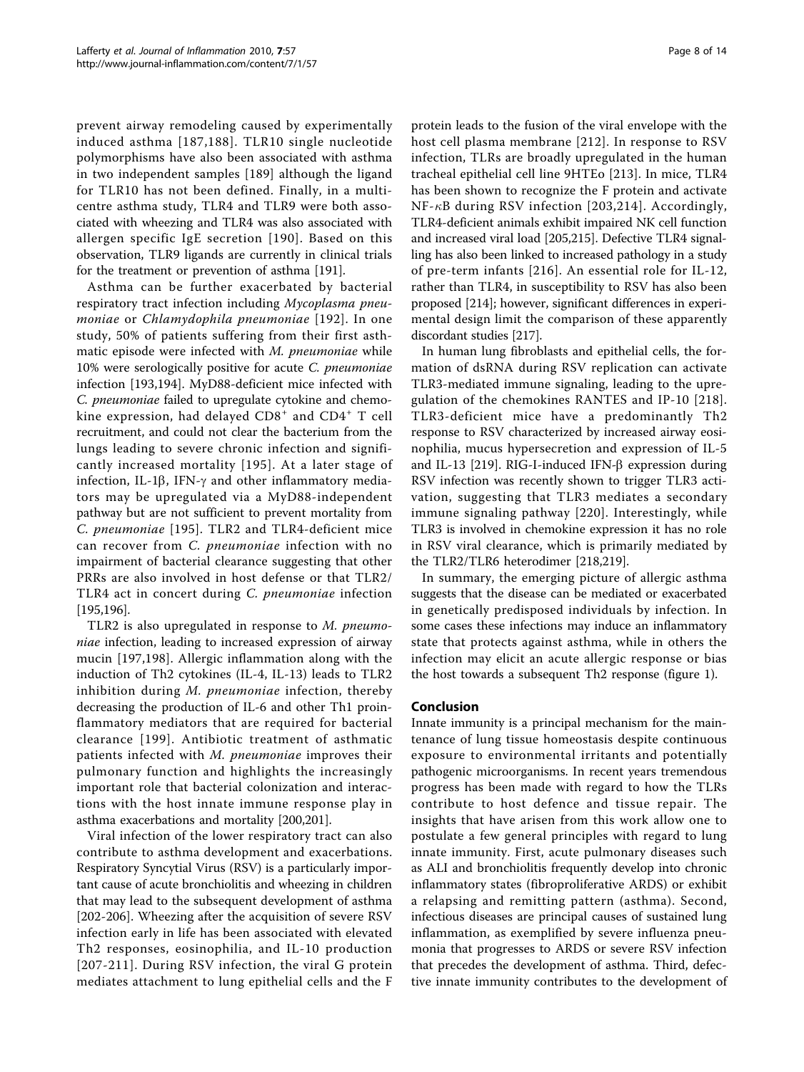prevent airway remodeling caused by experimentally induced asthma [187,188]. TLR10 single nucleotide polymorphisms have also been associated with asthma in two independent samples [189] although the ligand for TLR10 has not been defined. Finally, in a multicentre asthma study, TLR4 and TLR9 were both associated with wheezing and TLR4 was also associated with allergen specific IgE secretion [190]. Based on this observation, TLR9 ligands are currently in clinical trials for the treatment or prevention of asthma [191].

Asthma can be further exacerbated by bacterial respiratory tract infection including *Mycoplasma pneumoniae* or *Chlamydophila pneumoniae* [192]. In one study, 50% of patients suffering from their first asthmatic episode were infected with *M. pneumoniae* while 10% were serologically positive for acute *C. pneumoniae* infection [193,194]. MyD88-deficient mice infected with *C. pneumoniae* failed to upregulate cytokine and chemokine expression, had delayed $CD8^+$ and $CD4^+$ T cell recruitment, and could not clear the bacterium from the lungs leading to severe chronic infection and significantly increased mortality [195]. At a later stage of infection, IL-1β, IFN-γ and other inflammatory mediators may be upregulated via a MyD88-independent pathway but are not sufficient to prevent mortality from *C. pneumoniae* [195]. TLR2 and TLR4-deficient mice can recover from *C. pneumoniae* infection with no impairment of bacterial clearance suggesting that other PRRs are also involved in host defense or that TLR2/TLR4 act in concert during *C. pneumoniae* infection [195,196].

TLR2 is also upregulated in response to *M. pneumoniae* infection, leading to increased expression of airway mucin [197,198]. Allergic inflammation along with the induction of Th2 cytokines (IL-4, IL-13) leads to TLR2 inhibition during *M. pneumoniae* infection, thereby decreasing the production of IL-6 and other Th1 proinflammatory mediators that are required for bacterial clearance [199]. Antibiotic treatment of asthmatic patients infected with *M. pneumoniae* improves their pulmonary function and highlights the increasingly important role that bacterial colonization and interactions with the host innate immune response play in asthma exacerbations and mortality [200,201].

Viral infection of the lower respiratory tract can also contribute to asthma development and exacerbations. Respiratory Syncytial Virus (RSV) is a particularly important cause of acute bronchiolitis and wheezing in children that may lead to the subsequent development of asthma [202-206]. Wheezing after the acquisition of severe RSV infection early in life has been associated with elevated Th2 responses, eosinophilia, and IL-10 production [207-211]. During RSV infection, the viral G protein mediates attachment to lung epithelial cells and the F protein leads to the fusion of the viral envelope with the host cell plasma membrane [212]. In response to RSV infection, TLRs are broadly upregulated in the human tracheal epithelial cell line 9HTEo [213]. In mice, TLR4 has been shown to recognize the F protein and activate NF-κB during RSV infection [203,214]. Accordingly, TLR4-deficient animals exhibit impaired NK cell function and increased viral load [205,215]. Defective TLR4 signalling has also been linked to increased pathology in a study of pre-term infants [216]. An essential role for IL-12, rather than TLR4, in susceptibility to RSV has also been proposed [214]; however, significant differences in experimental design limit the comparison of these apparently discordant studies [217].

In human lung fibroblasts and epithelial cells, the formation of dsRNA during RSV replication can activate TLR3-mediated immune signaling, leading to the upregulation of the chemokines RANTES and IP-10 [218]. TLR3-deficient mice have a predominantly Th2 response to RSV characterized by increased airway eosinophilia, mucus hypersecretion and expression of IL-5 and IL-13 [219]. RIG-I-induced IFN-β expression during RSV infection was recently shown to trigger TLR3 activation, suggesting that TLR3 mediates a secondary immune signaling pathway [220]. Interestingly, while TLR3 is involved in chemokine expression it has no role in RSV viral clearance, which is primarily mediated by the TLR2/TLR6 heterodimer [218,219].

In summary, the emerging picture of allergic asthma suggests that the disease can be mediated or exacerbated in genetically predisposed individuals by infection. In some cases these infections may induce an inflammatory state that protects against asthma, while in others the infection may elicit an acute allergic response or bias the host towards a subsequent Th2 response (figure 1).

## Conclusion

Innate immunity is a principal mechanism for the maintenance of lung tissue homeostasis despite continuous exposure to environmental irritants and potentially pathogenic microorganisms. In recent years tremendous progress has been made with regard to how the TLRs contribute to host defence and tissue repair. The insights that have arisen from this work allow one to postulate a few general principles with regard to lung innate immunity. First, acute pulmonary diseases such as ALI and bronchiolitis frequently develop into chronic inflammatory states (fibroproliferative ARDS) or exhibit a relapsing and remitting pattern (asthma). Second, infectious diseases are principal causes of sustained lung inflammation, as exemplified by severe influenza pneumonia that progresses to ARDS or severe RSV infection that precedes the development of asthma. Third, defective innate immunity contributes to the development of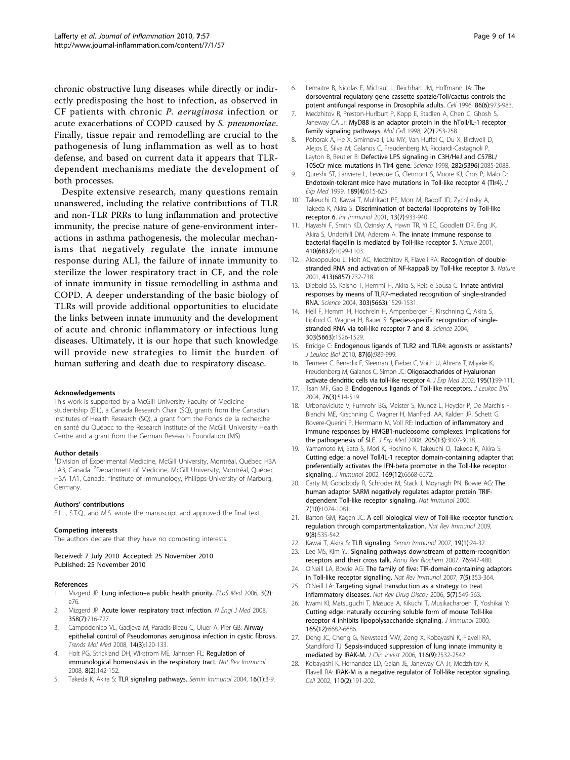chronic obstructive lung diseases while directly or indirectly predisposing the host to infection, as observed in CF patients with chronic *P. aeruginosa* infection or acute exacerbations of COPD caused by *S. pneumoniae*. Finally, tissue repair and remodelling are crucial to the pathogenesis of lung inflammation as well as to host defense, and based on current data it appears that TLR-dependent mechanisms mediate the development of both processes.

Despite extensive research, many questions remain unanswered, including the relative contributions of TLR and non-TLR PRRs to lung inflammation and protective immunity, the precise nature of gene-environment interactions in asthma pathogenesis, the molecular mechanisms that negatively regulate the innate immune response during ALI, the failure of innate immunity to sterilize the lower respiratory tract in CF, and the role of innate immunity in tissue remodelling in asthma and COPD. A deeper understanding of the basic biology of TLRs will provide additional opportunities to elucidate the links between innate immunity and the development of acute and chronic inflammatory or infectious lung diseases. Ultimately, it is our hope that such knowledge will provide new strategies to limit the burden of human suffering and death due to respiratory disease.

#### Acknowledgements

This work is supported by a McGill University Faculty of Medicine studentship (EIL), a Canada Research Chair (SQ), grants from the Canadian Institutes of Health Research (SQ), a grant from the Fonds de la recherche en santé du Québec to the Research Institute of the McGill University Health Centre and a grant from the German Research Foundation (MS).

#### Author details

[1]Division of Experimental Medicine, McGill University, Montréal, Québec H3A 1A3, Canada. [2]Department of Medicine, McGill University, Montréal, Québec H3A 1A1, Canada. [3]Institute of Immunology, Philipps-University of Marburg, Germany.

#### Authors' contributions

E.I.L., S.T.Q., and M.S. wrote the manuscript and approved the final text.

#### Competing interests

The authors declare that they have no competing interests.

Received: 7 July 2010 Accepted: 25 November 2010
Published: 25 November 2010

#### References

1. Mizgerd JP: Lung infection–a public health priority. *PLoS Med* 2006, 3(2): e76.
2. Mizgerd JP: Acute lower respiratory tract infection. *N Engl J Med* 2008, 358(7):716-727.
3. Campodonico VL, Gadjeva M, Paradis-Bleau C, Uluer A, Pier GB: Airway epithelial control of Pseudomonas aeruginosa infection in cystic fibrosis. *Trends Mol Med* 2008, 14(3):120-133.
4. Holt PG, Strickland DH, Wikstrom ME, Jahnsen FL: Regulation of immunological homeostasis in the respiratory tract. *Nat Rev Immunol* 2008, 8(2):142-152.
5. Takeda K, Akira S: TLR signaling pathways. *Semin Immunol* 2004, 16(1):3-9.
6. Lemaitre B, Nicolas E, Michaut L, Reichhart JM, Hoffmann JA: The dorsoventral regulatory gene cassette spatzle/Toll/cactus controls the potent antifungal response in Drosophila adults. *Cell* 1996, 86(6):973-983.
7. Medzhitov R, Preston-Hurlburt P, Kopp E, Stadlen A, Chen C, Ghosh S, Janeway CA Jr: MyD88 is an adaptor protein in the hToll/IL-1 receptor family signaling pathways. *Mol Cell* 1998, 2(2):253-258.
8. Poltorak A, He X, Smirnova I, Liu MY, Van Huffel C, Du X, Birdwell D, Alejos E, Silva M, Galanos C, Freudenberg M, Ricciardi-Castagnoli P, Layton B, Beutler B: Defective LPS signaling in C3H/HeJ and C57BL/10ScCr mice: mutations in Tlr4 gene. *Science* 1998, 282(5396):2085-2088.
9. Qureshi ST, Lariviere L, Leveque G, Clermont S, Moore KJ, Gros P, Malo D: Endotoxin-tolerant mice have mutations in Toll-like receptor 4 (Tlr4). *J Exp Med* 1999, 189(4):615-625.
10. Takeuchi O, Kawai T, Muhlradt PF, Morr M, Radolf JD, Zychlinsky A, Takeda K, Akira S: Discrimination of bacterial lipoproteins by Toll-like receptor 6. *Int Immunol* 2001, 13(7):933-940.
11. Hayashi F, Smith KD, Ozinsky A, Hawn TR, Yi EC, Goodlett DR, Eng JK, Akira S, Underhill DM, Aderem A: The innate immune response to bacterial flagellin is mediated by Toll-like receptor 5. *Nature* 2001, 410(6832):1099-1103.
12. Alexopoulou L, Holt AC, Medzhitov R, Flavell RA: Recognition of double-stranded RNA and activation of NF-kappaB by Toll-like receptor 3. *Nature* 2001, 413(6857):732-738.
13. Diebold SS, Kaisho T, Hemmi H, Akira S, Reis e Sousa C: Innate antiviral responses by means of TLR7-mediated recognition of single-stranded RNA. *Science* 2004, 303(5663):1529-1531.
14. Heil F, Hemmi H, Hochrein H, Ampenberger F, Kirschning C, Akira S, Lipford G, Wagner H, Bauer S: Species-specific recognition of single-stranded RNA via toll-like receptor 7 and 8. *Science* 2004, 303(5663):1526-1529.
15. Erridge C: Endogenous ligands of TLR2 and TLR4: agonists or assistants? *J Leukoc Biol* 2010, 87(6):989-999.
16. Termeer C, Benedix F, Sleeman J, Fieber C, Voith U, Ahrens T, Miyake K, Freudenberg M, Galanos C, Simon JC: Oligosaccharides of Hyaluronan activate dendritic cells via toll-like receptor 4. *J Exp Med* 2002, 195(1):99-111.
17. Tsan MF, Gao B: Endogenous ligands of Toll-like receptors. *J Leukoc Biol* 2004, 76(3):514-519.
18. Urbonaviciute V, Furnrohr BG, Meister S, Munoz L, Heyder P, De Marchis F, Bianchi ME, Kirschning C, Wagner H, Manfredi AA, Kalden JR, Schett G, Rovere-Querini P, Herrmann M, Voll RE: Induction of inflammatory and immune responses by HMGB1-nucleosome complexes: implications for the pathogenesis of SLE. *J Exp Med* 2008, 205(13):3007-3018.
19. Yamamoto M, Sato S, Mori K, Hoshino K, Takeuchi O, Takeda K, Akira S: Cutting edge: a novel Toll/IL-1 receptor domain-containing adapter that preferentially activates the IFN-beta promoter in the Toll-like receptor signaling. *J Immunol* 2002, 169(12):6668-6672.
20. Carty M, Goodbody R, Schroder M, Stack J, Moynagh PN, Bowie AG: The human adaptor SARM negatively regulates adaptor protein TRIF-dependent Toll-like receptor signaling. *Nat Immunol* 2006, 7(10):1074-1081.
21. Barton GM, Kagan JC: A cell biological view of Toll-like receptor function: regulation through compartmentalization. *Nat Rev Immunol* 2009, 9(8):535-542.
22. Kawai T, Akira S: TLR signaling. *Semin Immunol* 2007, 19(1):24-32.
23. Lee MS, Kim YJ: Signaling pathways downstream of pattern-recognition receptors and their cross talk. *Annu Rev Biochem* 2007, 76:447-480.
24. O'Neill LA, Bowie AG: The family of five: TIR-domain-containing adaptors in Toll-like receptor signalling. *Nat Rev Immunol* 2007, 7(5):353-364.
25. O'Neill LA: Targeting signal transduction as a strategy to treat inflammatory diseases. *Nat Rev Drug Discov* 2006, 5(7):549-563.
26. Iwami KI, Matsuguchi T, Masuda A, Kikuchi T, Musikacharoen T, Yoshikai Y: Cutting edge: naturally occurring soluble form of mouse Toll-like receptor 4 inhibits lipopolysaccharide signaling. *J Immunol* 2000, 165(12):6682-6686.
27. Deng JC, Cheng G, Newstead MW, Zeng X, Kobayashi K, Flavell RA, Standiford TJ: Sepsis-induced suppression of lung innate immunity is mediated by IRAK-M. *J Clin Invest* 2006, 116(9):2532-2542.
28. Kobayashi K, Hernandez LD, Galan JE, Janeway CA Jr, Medzhitov R, Flavell RA: IRAK-M is a negative regulator of Toll-like receptor signaling. *Cell* 2002, 110(2):191-202.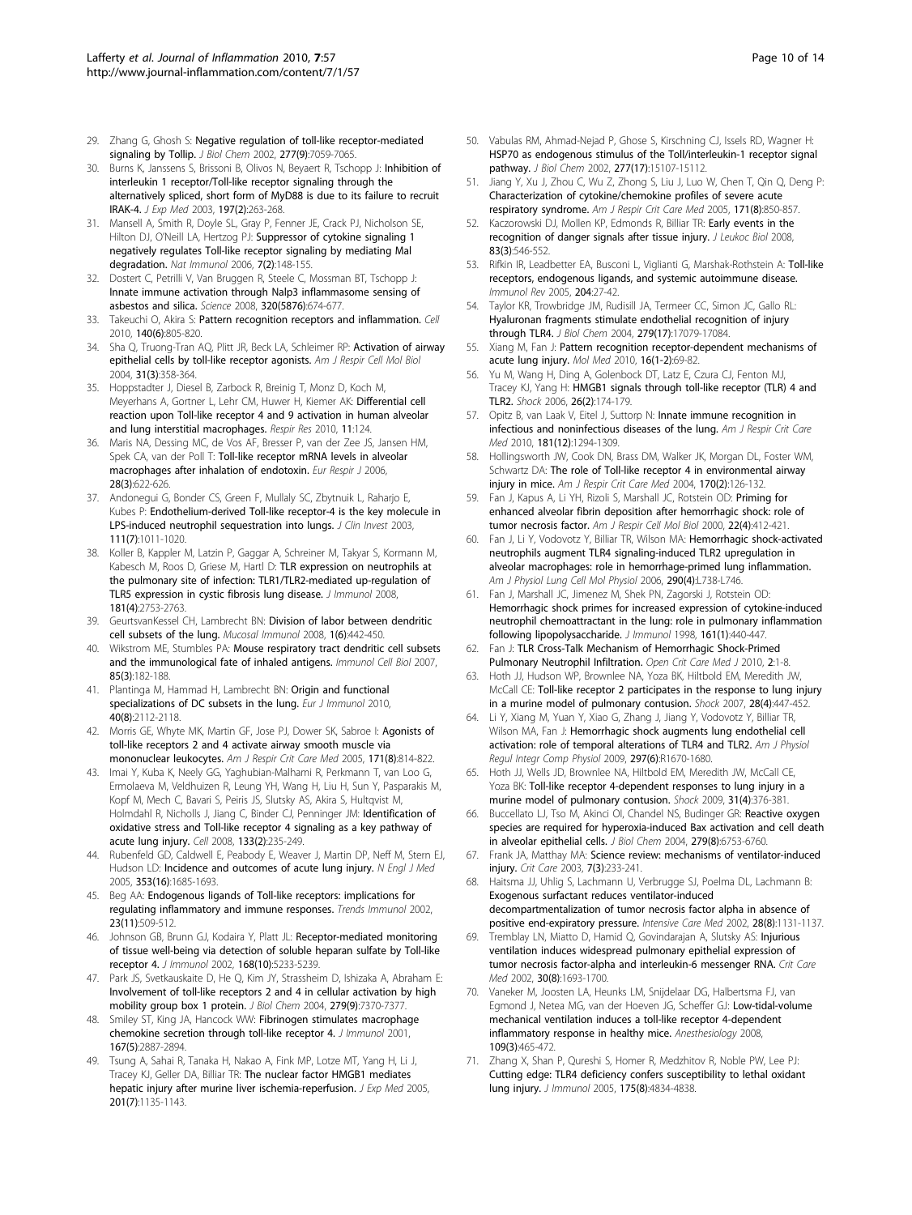29. Zhang G, Ghosh S: **Negative regulation of toll-like receptor-mediated signaling by Tollip.** *J Biol Chem* 2002, **277(9)**:7059-7065.
30. Burns K, Janssens S, Brissoni B, Olivos N, Beyaert R, Tschopp J: **Inhibition of interleukin 1 receptor/Toll-like receptor signaling through the alternatively spliced, short form of MyD88 is due to its failure to recruit IRAK-4.** *J Exp Med* 2003, **197(2)**:263-268.
31. Mansell A, Smith R, Doyle SL, Gray P, Fenner JE, Crack PJ, Nicholson SE, Hilton DJ, O'Neill LA, Hertzog PJ: **Suppressor of cytokine signaling 1 negatively regulates Toll-like receptor signaling by mediating Mal degradation.** *Nat Immunol* 2006, **7(2)**:148-155.
32. Dostert C, Petrilli V, Van Bruggen R, Steele C, Mossman BT, Tschopp J: **Innate immune activation through Nalp3 inflammasome sensing of asbestos and silica.** *Science* 2008, **320(5876)**:674-677.
33. Takeuchi O, Akira S: **Pattern recognition receptors and inflammation.** *Cell* 2010, **140(6)**:805-820.
34. Sha Q, Truong-Tran AQ, Plitt JR, Beck LA, Schleimer RP: **Activation of airway epithelial cells by toll-like receptor agonists.** *Am J Respir Cell Mol Biol* 2004, **31(3)**:358-364.
35. Hoppstadter J, Diesel B, Zarbock R, Breinig T, Monz D, Koch M, Meyerhans A, Gortner L, Lehr CM, Huwer H, Kiemer AK: **Differential cell reaction upon Toll-like receptor 4 and 9 activation in human alveolar and lung interstitial macrophages.** *Respir Res* 2010, **11**:124.
36. Maris NA, Dessing MC, de Vos AF, Bresser P, van der Zee JS, Jansen HM, Spek CA, van der Poll T: **Toll-like receptor mRNA levels in alveolar macrophages after inhalation of endotoxin.** *Eur Respir J* 2006, **28(3)**:622-626.
37. Andonegui G, Bonder CS, Green F, Mullaly SC, Zbytnuik L, Raharjo E, Kubes P: **Endothelium-derived Toll-like receptor-4 is the key molecule in LPS-induced neutrophil sequestration into lungs.** *J Clin Invest* 2003, **111(7)**:1011-1020.
38. Koller B, Kappler M, Latzin P, Gaggar A, Schreiner M, Takyar S, Kormann M, Kabesch M, Roos D, Griese M, Hartl D: **TLR expression on neutrophils at the pulmonary site of infection: TLR1/TLR2-mediated up-regulation of TLR5 expression in cystic fibrosis lung disease.** *J Immunol* 2008, **181(4)**:2753-2763.
39. GeurtsvanKessel CH, Lambrecht BN: **Division of labor between dendritic cell subsets of the lung.** *Mucosal Immunol* 2008, **1(6)**:442-450.
40. Wikstrom ME, Stumbles PA: **Mouse respiratory tract dendritic cell subsets and the immunological fate of inhaled antigens.** *Immunol Cell Biol* 2007, **85(3)**:182-188.
41. Plantinga M, Hammad H, Lambrecht BN: **Origin and functional specializations of DC subsets in the lung.** *Eur J Immunol* 2010, **40(8)**:2112-2118.
42. Morris GE, Whyte MK, Martin GF, Jose PJ, Dower SK, Sabroe I: **Agonists of toll-like receptors 2 and 4 activate airway smooth muscle via mononuclear leukocytes.** *Am J Respir Crit Care Med* 2005, **171(8)**:814-822.
43. Imai Y, Kuba K, Neely GG, Yaghubian-Malhami R, Perkmann T, van Loo G, Ermolaeva M, Veldhuizen R, Leung YH, Wang H, Liu H, Sun Y, Pasparakis M, Kopf M, Mech C, Bavari S, Peiris JS, Slutsky AS, Akira S, Hultqvist M, Holmdahl R, Nicholls J, Jiang C, Binder CJ, Penninger JM: **Identification of oxidative stress and Toll-like receptor 4 signaling as a key pathway of acute lung injury.** *Cell* 2008, **133(2)**:235-249.
44. Rubenfeld GD, Caldwell E, Peabody E, Weaver J, Martin DP, Neff M, Stern EJ, Hudson LD: **Incidence and outcomes of acute lung injury.** *N Engl J Med* 2005, **353(16)**:1685-1693.
45. Beg AA: **Endogenous ligands of Toll-like receptors: implications for regulating inflammatory and immune responses.** *Trends Immunol* 2002, **23(11)**:509-512.
46. Johnson GB, Brunn GJ, Kodaira Y, Platt JL: **Receptor-mediated monitoring of tissue well-being via detection of soluble heparan sulfate by Toll-like receptor 4.** *J Immunol* 2002, **168(10)**:5233-5239.
47. Park JS, Svetkauskaite D, He Q, Kim JY, Strassheim D, Ishizaka A, Abraham E: **Involvement of toll-like receptors 2 and 4 in cellular activation by high mobility group box 1 protein.** *J Biol Chem* 2004, **279(9)**:7370-7377.
48. Smiley ST, King JA, Hancock WW: **Fibrinogen stimulates macrophage chemokine secretion through toll-like receptor 4.** *J Immunol* 2001, **167(5)**:2887-2894.
49. Tsung A, Sahai R, Tanaka H, Nakao A, Fink MP, Lotze MT, Yang H, Li J, Tracey KJ, Geller DA, Billiar TR: **The nuclear factor HMGB1 mediates hepatic injury after murine liver ischemia-reperfusion.** *J Exp Med* 2005, **201(7)**:1135-1143.
50. Vabulas RM, Ahmad-Nejad P, Ghose S, Kirschning CJ, Issels RD, Wagner H: **HSP70 as endogenous stimulus of the Toll/interleukin-1 receptor signal pathway.** *J Biol Chem* 2002, **277(17)**:15107-15112.
51. Jiang Y, Xu J, Zhou C, Wu Z, Zhong S, Liu J, Luo W, Chen T, Qin Q, Deng P: **Characterization of cytokine/chemokine profiles of severe acute respiratory syndrome.** *Am J Respir Crit Care Med* 2005, **171(8)**:850-857.
52. Kaczorowski DJ, Mollen KP, Edmonds R, Billiar TR: **Early events in the recognition of danger signals after tissue injury.** *J Leukoc Biol* 2008, **83(3)**:546-552.
53. Rifkin IR, Leadbetter EA, Busconi L, Viglianti G, Marshak-Rothstein A: **Toll-like receptors, endogenous ligands, and systemic autoimmune disease.** *Immunol Rev* 2005, **204**:27-42.
54. Taylor KR, Trowbridge JM, Rudisill JA, Termeer CC, Simon JC, Gallo RL: **Hyaluronan fragments stimulate endothelial recognition of injury through TLR4.** *J Biol Chem* 2004, **279(17)**:17079-17084.
55. Xiang M, Fan J: **Pattern recognition receptor-dependent mechanisms of acute lung injury.** *Mol Med* 2010, **16(1-2)**:69-82.
56. Yu M, Wang H, Ding A, Golenbock DT, Latz E, Czura CJ, Fenton MJ, Tracey KJ, Yang H: **HMGB1 signals through toll-like receptor (TLR) 4 and TLR2.** *Shock* 2006, **26(2)**:174-179.
57. Opitz B, van Laak V, Eitel J, Suttorp N: **Innate immune recognition in infectious and noninfectious diseases of the lung.** *Am J Respir Crit Care Med* 2010, **181(12)**:1294-1309.
58. Hollingsworth JW, Cook DN, Brass DM, Walker JK, Morgan DL, Foster WM, Schwartz DA: **The role of Toll-like receptor 4 in environmental airway injury in mice.** *Am J Respir Crit Care Med* 2004, **170(2)**:126-132.
59. Fan J, Kapus A, Li YH, Rizoli S, Marshall JC, Rotstein OD: **Priming for enhanced alveolar fibrin deposition after hemorrhagic shock: role of tumor necrosis factor.** *Am J Respir Cell Mol Biol* 2000, **22(4)**:412-421.
60. Fan J, Li Y, Vodovotz Y, Billiar TR, Wilson MA: **Hemorrhagic shock-activated neutrophils augment TLR4 signaling-induced TLR2 upregulation in alveolar macrophages: role in hemorrhage-primed lung inflammation.** *Am J Physiol Lung Cell Mol Physiol* 2006, **290(4)**:L738-L746.
61. Fan J, Marshall JC, Jimenez M, Shek PN, Zagorski J, Rotstein OD: **Hemorrhagic shock primes for increased expression of cytokine-induced neutrophil chemoattractant in the lung: role in pulmonary inflammation following lipopolysaccharide.** *J Immunol* 1998, **161(1)**:440-447.
62. Fan J: **TLR Cross-Talk Mechanism of Hemorrhagic Shock-Primed Pulmonary Neutrophil Infiltration.** *Open Crit Care Med J* 2010, **2**:1-8.
63. Hoth JJ, Hudson WP, Brownlee NA, Yoza BK, Hiltbold EM, Meredith JW, McCall CE: **Toll-like receptor 2 participates in the response to lung injury in a murine model of pulmonary contusion.** *Shock* 2007, **28(4)**:447-452.
64. Li Y, Xiang M, Yuan Y, Xiao G, Zhang J, Jiang Y, Vodovotz Y, Billiar TR, Wilson MA, Fan J: **Hemorrhagic shock augments lung endothelial cell activation: role of temporal alterations of TLR4 and TLR2.** *Am J Physiol Regul Integr Comp Physiol* 2009, **297(6)**:R1670-1680.
65. Hoth JJ, Wells JD, Brownlee NA, Hiltbold EM, Meredith JW, McCall CE, Yoza BK: **Toll-like receptor 4-dependent responses to lung injury in a murine model of pulmonary contusion.** *Shock* 2009, **31(4)**:376-381.
66. Buccellato LJ, Tso M, Akinci OI, Chandel NS, Budinger GR: **Reactive oxygen species are required for hyperoxia-induced Bax activation and cell death in alveolar epithelial cells.** *J Biol Chem* 2004, **279(8)**:6753-6760.
67. Frank JA, Matthay MA: **Science review: mechanisms of ventilator-induced injury.** *Crit Care* 2003, **7(3)**:233-241.
68. Haitsma JJ, Uhlig S, Lachmann U, Verbrugge SJ, Poelma DL, Lachmann B: **Exogenous surfactant reduces ventilator-induced decompartmentalization of tumor necrosis factor alpha in absence of positive end-expiratory pressure.** *Intensive Care Med* 2002, **28(8)**:1131-1137.
69. Tremblay LN, Miatto D, Hamid Q, Govindarajan A, Slutsky AS: **Injurious ventilation induces widespread pulmonary epithelial expression of tumor necrosis factor-alpha and interleukin-6 messenger RNA.** *Crit Care Med* 2002, **30(8)**:1693-1700.
70. Vaneker M, Joosten LA, Heunks LM, Snijdelaar DG, Halbertsma FJ, van Egmond J, Netea MG, van der Hoeven JG, Scheffer GJ: **Low-tidal-volume mechanical ventilation induces a toll-like receptor 4-dependent inflammatory response in healthy mice.** *Anesthesiology* 2008, **109(3)**:465-472.
71. Zhang X, Shan P, Qureshi S, Homer R, Medzhitov R, Noble PW, Lee PJ: **Cutting edge: TLR4 deficiency confers susceptibility to lethal oxidant lung injury.** *J Immunol* 2005, **175(8)**:4834-4838.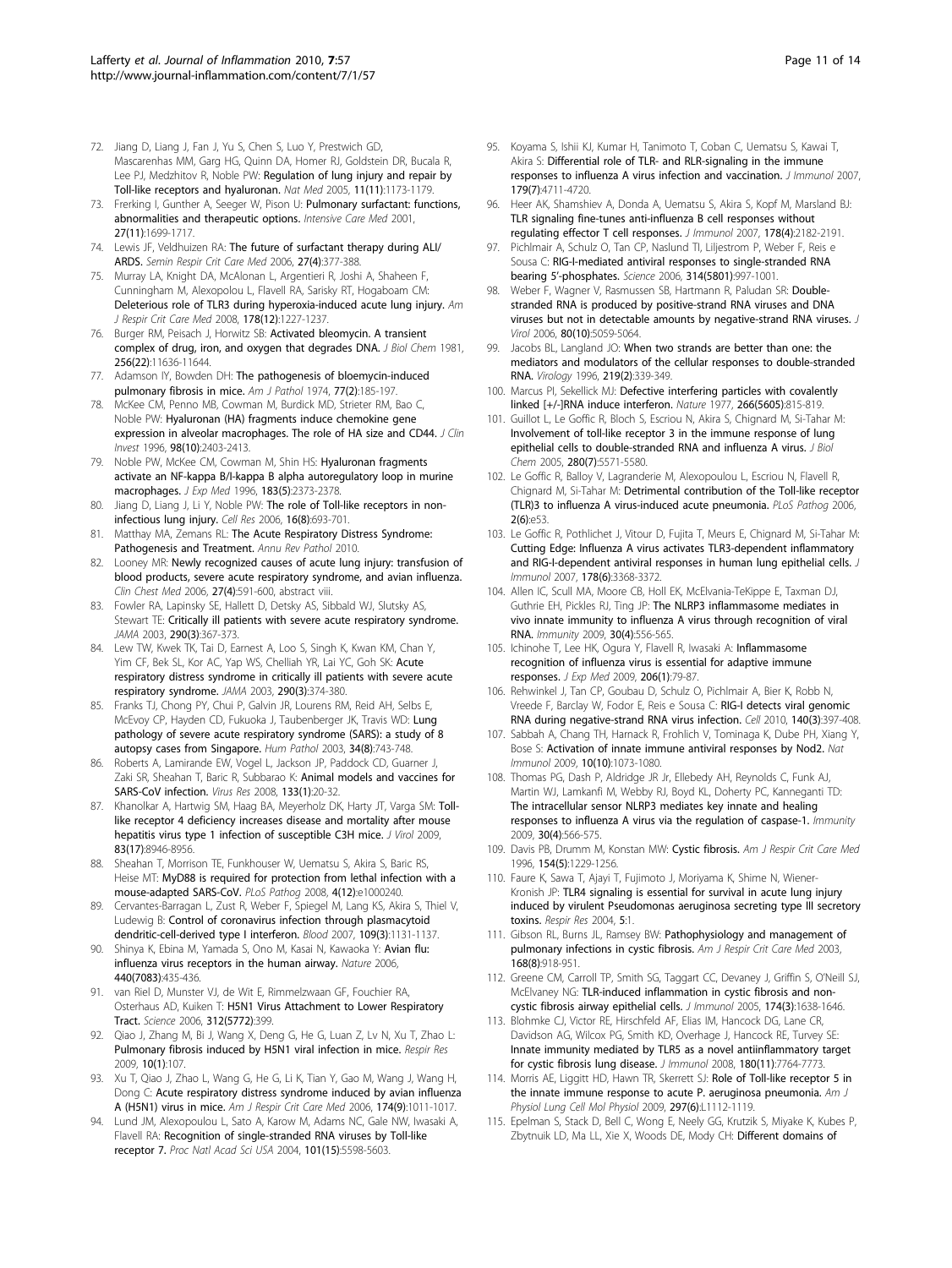72. Jiang D, Liang J, Fan J, Yu S, Chen S, Luo Y, Prestwich GD, Mascarenhas MM, Garg HG, Quinn DA, Homer RJ, Goldstein DR, Bucala R, Lee PJ, Medzhitov R, Noble PW: Regulation of lung injury and repair by Toll-like receptors and hyaluronan. *Nat Med* 2005, 11(11):1173-1179.
73. Frerking I, Gunther A, Seeger W, Pison U: Pulmonary surfactant: functions, abnormalities and therapeutic options. *Intensive Care Med* 2001, 27(11):1699-1717.
74. Lewis JF, Veldhuizen RA: The future of surfactant therapy during ALI/ARDS. *Semin Respir Crit Care Med* 2006, 27(4):377-388.
75. Murray LA, Knight DA, McAlonan L, Argentieri R, Joshi A, Shaheen F, Cunningham M, Alexopolou L, Flavell RA, Sarisky RT, Hogaboam CM: Deleterious role of TLR3 during hyperoxia-induced acute lung injury. *Am J Respir Crit Care Med* 2008, 178(12):1227-1237.
76. Burger RM, Peisach J, Horwitz SB: Activated bleomycin. A transient complex of drug, iron, and oxygen that degrades DNA. *J Biol Chem* 1981, 256(22):11636-11644.
77. Adamson IY, Bowden DH: The pathogenesis of bloemycin-induced pulmonary fibrosis in mice. *Am J Pathol* 1974, 77(2):185-197.
78. McKee CM, Penno MB, Cowman M, Burdick MD, Strieter RM, Bao C, Noble PW: Hyaluronan (HA) fragments induce chemokine gene expression in alveolar macrophages. The role of HA size and CD44. *J Clin Invest* 1996, 98(10):2403-2413.
79. Noble PW, McKee CM, Cowman M, Shin HS: Hyaluronan fragments activate an NF-kappa B/I-kappa B alpha autoregulatory loop in murine macrophages. *J Exp Med* 1996, 183(5):2373-2378.
80. Jiang D, Liang J, Li Y, Noble PW: The role of Toll-like receptors in non-infectious lung injury. *Cell Res* 2006, 16(8):693-701.
81. Matthay MA, Zemans RL: The Acute Respiratory Distress Syndrome: Pathogenesis and Treatment. *Annu Rev Pathol* 2010.
82. Looney MR: Newly recognized causes of acute lung injury: transfusion of blood products, severe acute respiratory syndrome, and avian influenza. *Clin Chest Med* 2006, 27(4):591-600, abstract viii.
83. Fowler RA, Lapinsky SE, Hallett D, Detsky AS, Sibbald WJ, Slutsky AS, Stewart TE: Critically ill patients with severe acute respiratory syndrome. *JAMA* 2003, 290(3):367-373.
84. Lew TW, Kwek TK, Tai D, Earnest A, Loo S, Singh K, Kwan KM, Chan Y, Yim CF, Bek SL, Kor AC, Yap WS, Chelliah YR, Lai YC, Goh SK: Acute respiratory distress syndrome in critically ill patients with severe acute respiratory syndrome. *JAMA* 2003, 290(3):374-380.
85. Franks TJ, Chong PY, Chui P, Galvin JR, Lourens RM, Reid AH, Selbs E, McEvoy CP, Hayden CD, Fukuoka J, Taubenberger JK, Travis WD: Lung pathology of severe acute respiratory syndrome (SARS): a study of 8 autopsy cases from Singapore. *Hum Pathol* 2003, 34(8):743-748.
86. Roberts A, Lamirande EW, Vogel L, Jackson JP, Paddock CD, Guarner J, Zaki SR, Sheahan T, Baric R, Subbarao K: Animal models and vaccines for SARS-CoV infection. *Virus Res* 2008, 133(1):20-32.
87. Khanolkar A, Hartwig SM, Haag BA, Meyerholz DK, Harty JT, Varga SM: Toll-like receptor 4 deficiency increases disease and mortality after mouse hepatitis virus type 1 infection of susceptible C3H mice. *J Virol* 2009, 83(17):8946-8956.
88. Sheahan T, Morrison TE, Funkhouser W, Uematsu S, Akira S, Baric RS, Heise MT: MyD88 is required for protection from lethal infection with a mouse-adapted SARS-CoV. *PLoS Pathog* 2008, 4(12):e1000240.
89. Cervantes-Barragan L, Zust R, Weber F, Spiegel M, Lang KS, Akira S, Thiel V, Ludewig B: Control of coronavirus infection through plasmacytoid dendritic-cell-derived type I interferon. *Blood* 2007, 109(3):1131-1137.
90. Shinya K, Ebina M, Yamada S, Ono M, Kasai N, Kawaoka Y: Avian flu: influenza virus receptors in the human airway. *Nature* 2006, 440(7083):435-436.
91. van Riel D, Munster VJ, de Wit E, Rimmelzwaan GF, Fouchier RA, Osterhaus AD, Kuiken T: H5N1 Virus Attachment to Lower Respiratory Tract. *Science* 2006, 312(5772):399.
92. Qiao J, Zhang M, Bi J, Wang X, Deng G, He G, Luan Z, Lv N, Xu T, Zhao L: Pulmonary fibrosis induced by H5N1 viral infection in mice. *Respir Res* 2009, 10(1):107.
93. Xu T, Qiao J, Zhao L, Wang G, He G, Li K, Tian Y, Gao M, Wang J, Wang H, Dong C: Acute respiratory distress syndrome induced by avian influenza A (H5N1) virus in mice. *Am J Respir Crit Care Med* 2006, 174(9):1011-1017.
94. Lund JM, Alexopoulou L, Sato A, Karow M, Adams NC, Gale NW, Iwasaki A, Flavell RA: Recognition of single-stranded RNA viruses by Toll-like receptor 7. *Proc Natl Acad Sci USA* 2004, 101(15):5598-5603.
95. Koyama S, Ishii KJ, Kumar H, Tanimoto T, Coban C, Uematsu S, Kawai T, Akira S: Differential role of TLR- and RLR-signaling in the immune responses to influenza A virus infection and vaccination. *J Immunol* 2007, 179(7):4711-4720.
96. Heer AK, Shamshiev A, Donda A, Uematsu S, Akira S, Kopf M, Marsland BJ: TLR signaling fine-tunes anti-influenza B cell responses without regulating effector T cell responses. *J Immunol* 2007, 178(4):2182-2191.
97. Pichlmair A, Schulz O, Tan CP, Naslund TI, Liljestrom P, Weber F, Reis e Sousa C: RIG-I-mediated antiviral responses to single-stranded RNA bearing 5'-phosphates. *Science* 2006, 314(5801):997-1001.
98. Weber F, Wagner V, Rasmussen SB, Hartmann R, Paludan SR: Double-stranded RNA is produced by positive-strand RNA viruses and DNA viruses but not in detectable amounts by negative-strand RNA viruses. *J Virol* 2006, 80(10):5059-5064.
99. Jacobs BL, Langland JO: When two strands are better than one: the mediators and modulators of the cellular responses to double-stranded RNA. *Virology* 1996, 219(2):339-349.
100. Marcus PI, Sekellick MJ: Defective interfering particles with covalently linked [+/-]RNA induce interferon. *Nature* 1977, 266(5605):815-819.
101. Guillot L, Le Goffic R, Bloch S, Escriou N, Akira S, Chignard M, Si-Tahar M: Involvement of toll-like receptor 3 in the immune response of lung epithelial cells to double-stranded RNA and influenza A virus. *J Biol Chem* 2005, 280(7):5571-5580.
102. Le Goffic R, Balloy V, Lagranderie M, Alexopoulou L, Escriou N, Flavell R, Chignard M, Si-Tahar M: Detrimental contribution of the Toll-like receptor (TLR)3 to influenza A virus-induced acute pneumonia. *PLoS Pathog* 2006, 2(6):e53.
103. Le Goffic R, Pothlichet J, Vitour D, Fujita T, Meurs E, Chignard M, Si-Tahar M: Cutting Edge: Influenza A virus activates TLR3-dependent inflammatory and RIG-I-dependent antiviral responses in human lung epithelial cells. *J Immunol* 2007, 178(6):3368-3372.
104. Allen IC, Scull MA, Moore CB, Holl EK, McElvania-TeKippe E, Taxman DJ, Guthrie EH, Pickles RJ, Ting JP: The NLRP3 inflammasome mediates in vivo innate immunity to influenza A virus through recognition of viral RNA. *Immunity* 2009, 30(4):556-565.
105. Ichinohe T, Lee HK, Ogura Y, Flavell R, Iwasaki A: Inflammasome recognition of influenza virus is essential for adaptive immune responses. *J Exp Med* 2009, 206(1):79-87.
106. Rehwinkel J, Tan CP, Goubau D, Schulz O, Pichlmair A, Bier K, Robb N, Vreede F, Barclay W, Fodor E, Reis e Sousa C: RIG-I detects viral genomic RNA during negative-strand RNA virus infection. *Cell* 2010, 140(3):397-408.
107. Sabbah A, Chang TH, Harnack R, Frohlich V, Tominaga K, Dube PH, Xiang Y, Bose S: Activation of innate immune antiviral responses by Nod2. *Nat Immunol* 2009, 10(10):1073-1080.
108. Thomas PG, Dash P, Aldridge JR Jr, Ellebedy AH, Reynolds C, Funk AJ, Martin WJ, Lamkanfi M, Webby RJ, Boyd KL, Doherty PC, Kanneganti TD: The intracellular sensor NLRP3 mediates key innate and healing responses to influenza A virus via the regulation of caspase-1. *Immunity* 2009, 30(4):566-575.
109. Davis PB, Drumm M, Konstan MW: Cystic fibrosis. *Am J Respir Crit Care Med* 1996, 154(5):1229-1256.
110. Faure K, Sawa T, Ajayi T, Fujimoto J, Moriyama K, Shime N, Wiener-Kronish JP: TLR4 signaling is essential for survival in acute lung injury induced by virulent Pseudomonas aeruginosa secreting type III secretory toxins. *Respir Res* 2004, 5:1.
111. Gibson RL, Burns JL, Ramsey BW: Pathophysiology and management of pulmonary infections in cystic fibrosis. *Am J Respir Crit Care Med* 2003, 168(8):918-951.
112. Greene CM, Carroll TP, Smith SG, Taggart CC, Devaney J, Griffin S, O'Neill SJ, McElvaney NG: TLR-induced inflammation in cystic fibrosis and non-cystic fibrosis airway epithelial cells. *J Immunol* 2005, 174(3):1638-1646.
113. Blohmke CJ, Victor RE, Hirschfeld AF, Elias IM, Hancock DG, Lane CR, Davidson AG, Wilcox PG, Smith KD, Overhage J, Hancock RE, Turvey SE: Innate immunity mediated by TLR5 as a novel antiinflammatory target for cystic fibrosis lung disease. *J Immunol* 2008, 180(11):7764-7773.
114. Morris AE, Liggitt HD, Hawn TR, Skerrett SJ: Role of Toll-like receptor 5 in the innate immune response to acute P. aeruginosa pneumonia. *Am J Physiol Lung Cell Mol Physiol* 2009, 297(6):L1112-1119.
115. Epelman S, Stack D, Bell C, Wong E, Neely GG, Krutzik S, Miyake K, Kubes P, Zbytnuik LD, Ma LL, Xie X, Woods DE, Mody CH: Different domains of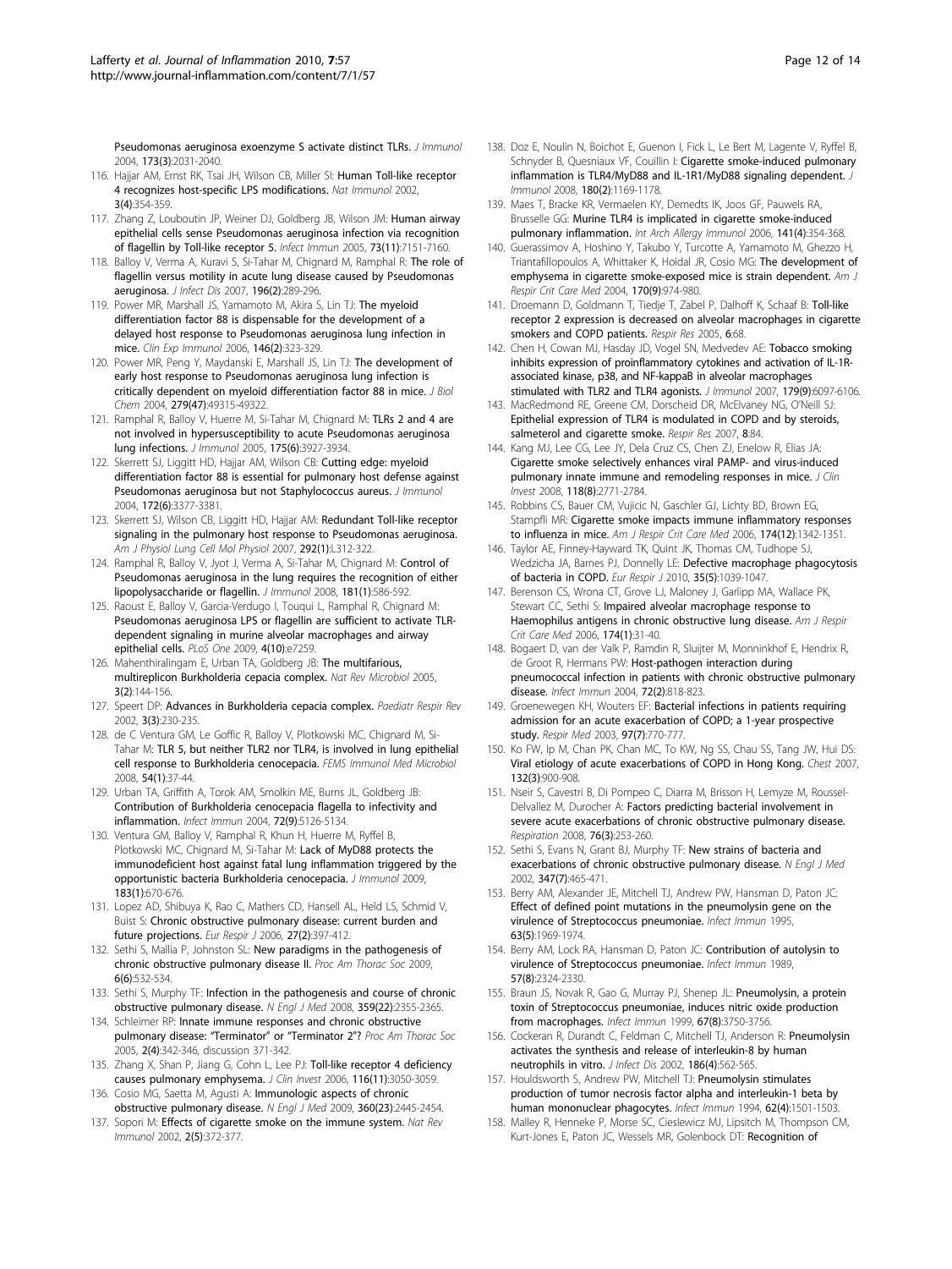Pseudomonas aeruginosa exoenzyme S activate distinct TLRs. *J Immunol* 2004, 173(3):2031-2040.

116. Hajjar AM, Ernst RK, Tsai JH, Wilson CB, Miller SI: **Human Toll-like receptor 4 recognizes host-specific LPS modifications.** *Nat Immunol* 2002, 3(4):354-359.
117. Zhang Z, Louboutin JP, Weiner DJ, Goldberg JB, Wilson JM: **Human airway epithelial cells sense Pseudomonas aeruginosa infection via recognition of flagellin by Toll-like receptor 5.** *Infect Immun* 2005, 73(11):7151-7160.
118. Balloy V, Verma A, Kuravi S, Si-Tahar M, Chignard M, Ramphal R: **The role of flagellin versus motility in acute lung disease caused by Pseudomonas aeruginosa.** *J Infect Dis* 2007, 196(2):289-296.
119. Power MR, Marshall JS, Yamamoto M, Akira S, Lin TJ: **The myeloid differentiation factor 88 is dispensable for the development of a delayed host response to Pseudomonas aeruginosa lung infection in mice.** *Clin Exp Immunol* 2006, 146(2):323-329.
120. Power MR, Peng Y, Maydanski E, Marshall JS, Lin TJ: **The development of early host response to Pseudomonas aeruginosa lung infection is critically dependent on myeloid differentiation factor 88 in mice.** *J Biol Chem* 2004, 279(47):49315-49322.
121. Ramphal R, Balloy V, Huerre M, Si-Tahar M, Chignard M: **TLRs 2 and 4 are not involved in hypersusceptibility to acute Pseudomonas aeruginosa lung infections.** *J Immunol* 2005, 175(6):3927-3934.
122. Skerrett SJ, Liggitt HD, Hajjar AM, Wilson CB: **Cutting edge: myeloid differentiation factor 88 is essential for pulmonary host defense against Pseudomonas aeruginosa but not Staphylococcus aureus.** *J Immunol* 2004, 172(6):3377-3381.
123. Skerrett SJ, Wilson CB, Liggitt HD, Hajjar AM: **Redundant Toll-like receptor signaling in the pulmonary host response to Pseudomonas aeruginosa.** *Am J Physiol Lung Cell Mol Physiol* 2007, 292(1):L312-322.
124. Ramphal R, Balloy V, Jyot J, Verma A, Si-Tahar M, Chignard M: **Control of Pseudomonas aeruginosa in the lung requires the recognition of either lipopolysaccharide or flagellin.** *J Immunol* 2008, 181(1):586-592.
125. Raoust E, Balloy V, Garcia-Verdugo I, Touqui L, Ramphal R, Chignard M: **Pseudomonas aeruginosa LPS or flagellin are sufficient to activate TLR-dependent signaling in murine alveolar macrophages and airway epithelial cells.** *PLoS One* 2009, 4(10):e7259.
126. Mahenthiralingam E, Urban TA, Goldberg JB: **The multifarious, multireplicon Burkholderia cepacia complex.** *Nat Rev Microbiol* 2005, 3(2):144-156.
127. Speert DP: **Advances in Burkholderia cepacia complex.** *Paediatr Respir Rev* 2002, 3(3):230-235.
128. de C Ventura GM, Le Goffic R, Balloy V, Plotkowski MC, Chignard M, Si-Tahar M: **TLR 5, but neither TLR2 nor TLR4, is involved in lung epithelial cell response to Burkholderia cenocepacia.** *FEMS Immunol Med Microbiol* 2008, 54(1):37-44.
129. Urban TA, Griffith A, Torok AM, Smolkin ME, Burns JL, Goldberg JB: **Contribution of Burkholderia cenocepacia flagella to infectivity and inflammation.** *Infect Immun* 2004, 72(9):5126-5134.
130. Ventura GM, Balloy V, Ramphal R, Khun H, Huerre M, Ryffel B, Plotkowski MC, Chignard M, Si-Tahar M: **Lack of MyD88 protects the immunodeficient host against fatal lung inflammation triggered by the opportunistic bacteria Burkholderia cenocepacia.** *J Immunol* 2009, 183(1):670-676.
131. Lopez AD, Shibuya K, Rao C, Mathers CD, Hansell AL, Held LS, Schmid V, Buist S: **Chronic obstructive pulmonary disease: current burden and future projections.** *Eur Respir J* 2006, 27(2):397-412.
132. Sethi S, Mallia P, Johnston SL: **New paradigms in the pathogenesis of chronic obstructive pulmonary disease II.** *Proc Am Thorac Soc* 2009, 6(6):532-534.
133. Sethi S, Murphy TF: **Infection in the pathogenesis and course of chronic obstructive pulmonary disease.** *N Engl J Med* 2008, 359(22):2355-2365.
134. Schleimer RP: **Innate immune responses and chronic obstructive pulmonary disease: "Terminator" or "Terminator 2"?** *Proc Am Thorac Soc* 2005, 2(4):342-346, discussion 371-342.
135. Zhang X, Shan P, Jiang G, Cohn L, Lee PJ: **Toll-like receptor 4 deficiency causes pulmonary emphysema.** *J Clin Invest* 2006, 116(11):3050-3059.
136. Cosio MG, Saetta M, Agusti A: **Immunologic aspects of chronic obstructive pulmonary disease.** *N Engl J Med* 2009, 360(23):2445-2454.
137. Sopori M: **Effects of cigarette smoke on the immune system.** *Nat Rev Immunol* 2002, 2(5):372-377.
138. Doz E, Noulin N, Boichot E, Guenon I, Fick L, Le Bert M, Lagente V, Ryffel B, Schnyder B, Quesniaux VF, Couillin I: **Cigarette smoke-induced pulmonary inflammation is TLR4/MyD88 and IL-1R1/MyD88 signaling dependent.** *J Immunol* 2008, 180(2):1169-1178.
139. Maes T, Bracke KR, Vermaelen KY, Demedts IK, Joos GF, Pauwels RA, Brusselle GG: **Murine TLR4 is implicated in cigarette smoke-induced pulmonary inflammation.** *Int Arch Allergy Immunol* 2006, 141(4):354-368.
140. Guerassimov A, Hoshino Y, Takubo Y, Turcotte A, Yamamoto M, Ghezzo H, Triantafillopoulos A, Whittaker K, Hoidal JR, Cosio MG: **The development of emphysema in cigarette smoke-exposed mice is strain dependent.** *Am J Respir Crit Care Med* 2004, 170(9):974-980.
141. Droemann D, Goldmann T, Tiedje T, Zabel P, Dalhoff K, Schaaf B: **Toll-like receptor 2 expression is decreased on alveolar macrophages in cigarette smokers and COPD patients.** *Respir Res* 2005, 6:68.
142. Chen H, Cowan MJ, Hasday JD, Vogel SN, Medvedev AE: **Tobacco smoking inhibits expression of proinflammatory cytokines and activation of IL-1R-associated kinase, p38, and NF-kappaB in alveolar macrophages stimulated with TLR2 and TLR4 agonists.** *J Immunol* 2007, 179(9):6097-6106.
143. MacRedmond RE, Greene CM, Dorscheid DR, McElvaney NG, O'Neill SJ: **Epithelial expression of TLR4 is modulated in COPD and by steroids, salmeterol and cigarette smoke.** *Respir Res* 2007, 8:84.
144. Kang MJ, Lee CG, Lee JY, Dela Cruz CS, Chen ZJ, Enelow R, Elias JA: **Cigarette smoke selectively enhances viral PAMP- and virus-induced pulmonary innate immune and remodeling responses in mice.** *J Clin Invest* 2008, 118(8):2771-2784.
145. Robbins CS, Bauer CM, Vujicic N, Gaschler GJ, Lichty BD, Brown EG, Stampfli MR: **Cigarette smoke impacts immune inflammatory responses to influenza in mice.** *Am J Respir Crit Care Med* 2006, 174(12):1342-1351.
146. Taylor AE, Finney-Hayward TK, Quint JK, Thomas CM, Tudhope SJ, Wedzicha JA, Barnes PJ, Donnelly LE: **Defective macrophage phagocytosis of bacteria in COPD.** *Eur Respir J* 2010, 35(5):1039-1047.
147. Berenson CS, Wrona CT, Grove LJ, Maloney J, Garlipp MA, Wallace PK, Stewart CC, Sethi S: **Impaired alveolar macrophage response to Haemophilus antigens in chronic obstructive lung disease.** *Am J Respir Crit Care Med* 2006, 174(1):31-40.
148. Bogaert D, van der Valk P, Ramdin R, Sluijter M, Monninkhof E, Hendrix R, de Groot R, Hermans PW: **Host-pathogen interaction during pneumococcal infection in patients with chronic obstructive pulmonary disease.** *Infect Immun* 2004, 72(2):818-823.
149. Groenewegen KH, Wouters EF: **Bacterial infections in patients requiring admission for an acute exacerbation of COPD; a 1-year prospective study.** *Respir Med* 2003, 97(7):770-777.
150. Ko FW, Ip M, Chan PK, Chan MC, To KW, Ng SS, Chau SS, Tang JW, Hui DS: **Viral etiology of acute exacerbations of COPD in Hong Kong.** *Chest* 2007, 132(3):900-908.
151. Nseir S, Cavestri B, Di Pompeo C, Diarra M, Brisson H, Lemyze M, Roussel-Delvallez M, Durocher A: **Factors predicting bacterial involvement in severe acute exacerbations of chronic obstructive pulmonary disease.** *Respiration* 2008, 76(3):253-260.
152. Sethi S, Evans N, Grant BJ, Murphy TF: **New strains of bacteria and exacerbations of chronic obstructive pulmonary disease.** *N Engl J Med* 2002, 347(7):465-471.
153. Berry AM, Alexander JE, Mitchell TJ, Andrew PW, Hansman D, Paton JC: **Effect of defined point mutations in the pneumolysin gene on the virulence of Streptococcus pneumoniae.** *Infect Immun* 1995, 63(5):1969-1974.
154. Berry AM, Lock RA, Hansman D, Paton JC: **Contribution of autolysin to virulence of Streptococcus pneumoniae.** *Infect Immun* 1989, 57(8):2324-2330.
155. Braun JS, Novak R, Gao G, Murray PJ, Shenep JL: **Pneumolysin, a protein toxin of Streptococcus pneumoniae, induces nitric oxide production from macrophages.** *Infect Immun* 1999, 67(8):3750-3756.
156. Cockeran R, Durandt C, Feldman C, Mitchell TJ, Anderson R: **Pneumolysin activates the synthesis and release of interleukin-8 by human neutrophils in vitro.** *J Infect Dis* 2002, 186(4):562-565.
157. Houldsworth S, Andrew PW, Mitchell TJ: **Pneumolysin stimulates production of tumor necrosis factor alpha and interleukin-1 beta by human mononuclear phagocytes.** *Infect Immun* 1994, 62(4):1501-1503.
158. Malley R, Henneke P, Morse SC, Cieslewicz MJ, Lipsitch M, Thompson CM, Kurt-Jones E, Paton JC, Wessels MR, Golenbock DT: **Recognition of**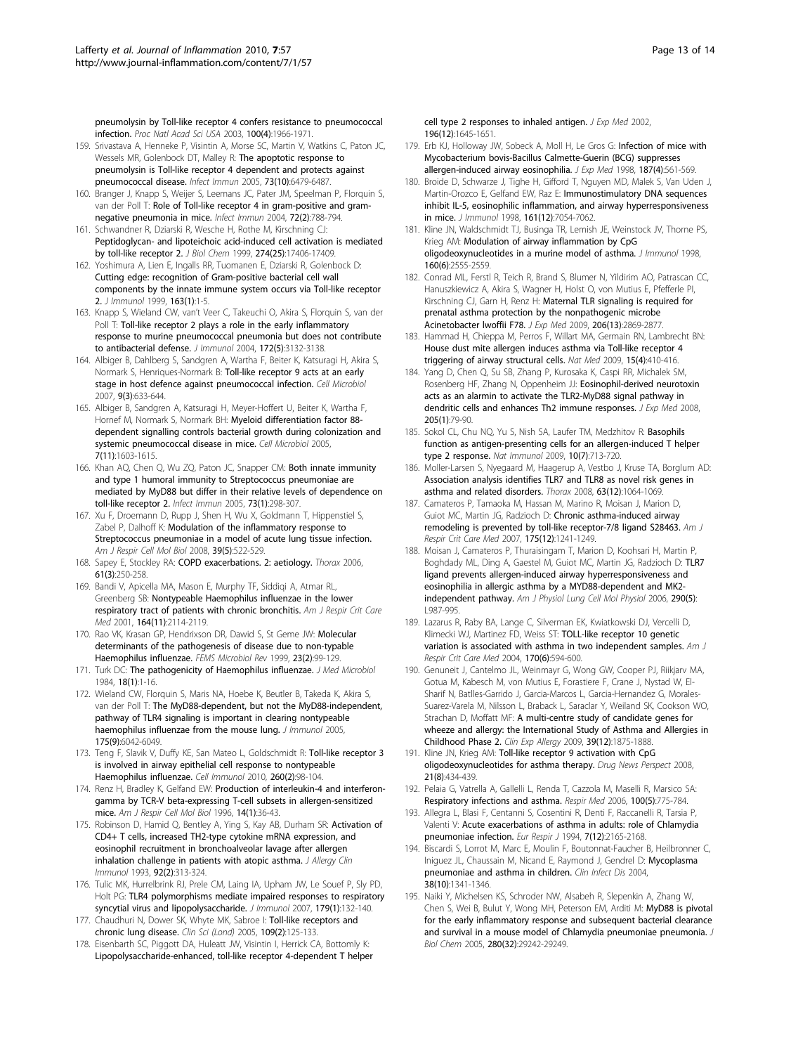pneumolysin by Toll-like receptor 4 confers resistance to pneumococcal infection. *Proc Natl Acad Sci USA* 2003, 100(4):1966-1971.

159. Srivastava A, Henneke P, Visintin A, Morse SC, Martin V, Watkins C, Paton JC, Wessels MR, Golenbock DT, Malley R: The apoptotic response to pneumolysin is Toll-like receptor 4 dependent and protects against pneumococcal disease. *Infect Immun* 2005, 73(10):6479-6487.
160. Branger J, Knapp S, Weijer S, Leemans JC, Pater JM, Speelman P, Florquin S, van der Poll T: Role of Toll-like receptor 4 in gram-positive and gram-negative pneumonia in mice. *Infect Immun* 2004, 72(2):788-794.
161. Schwandner R, Dziarski R, Wesche H, Rothe M, Kirschning CJ: Peptidoglycan- and lipoteichoic acid-induced cell activation is mediated by toll-like receptor 2. *J Biol Chem* 1999, 274(25):17406-17409.
162. Yoshimura A, Lien E, Ingalls RR, Tuomanen E, Dziarski R, Golenbock D: Cutting edge: recognition of Gram-positive bacterial cell wall components by the innate immune system occurs via Toll-like receptor 2. *J Immunol* 1999, 163(1):1-5.
163. Knapp S, Wieland CW, van't Veer C, Takeuchi O, Akira S, Florquin S, van der Poll T: Toll-like receptor 2 plays a role in the early inflammatory response to murine pneumococcal pneumonia but does not contribute to antibacterial defense. *J Immunol* 2004, 172(5):3132-3138.
164. Albiger B, Dahlberg S, Sandgren A, Wartha F, Beiter K, Katsuragi H, Akira S, Normark S, Henriques-Normark B: Toll-like receptor 9 acts at an early stage in host defence against pneumococcal infection. *Cell Microbiol* 2007, 9(3):633-644.
165. Albiger B, Sandgren A, Katsuragi H, Meyer-Hoffert U, Beiter K, Wartha F, Hornef M, Normark S, Normark BH: Myeloid differentiation factor 88-dependent signalling controls bacterial growth during colonization and systemic pneumococcal disease in mice. *Cell Microbiol* 2005, 7(11):1603-1615.
166. Khan AQ, Chen Q, Wu ZQ, Paton JC, Snapper CM: Both innate immunity and type 1 humoral immunity to Streptococcus pneumoniae are mediated by MyD88 but differ in their relative levels of dependence on toll-like receptor 2. *Infect Immun* 2005, 73(1):298-307.
167. Xu F, Droemann D, Rupp J, Shen H, Wu X, Goldmann T, Hippenstiel S, Zabel P, Dalhoff K: Modulation of the inflammatory response to Streptococcus pneumoniae in a model of acute lung tissue infection. *Am J Respir Cell Mol Biol* 2008, 39(5):522-529.
168. Sapey E, Stockley RA: COPD exacerbations. 2: aetiology. *Thorax* 2006, 61(3):250-258.
169. Bandi V, Apicella MA, Mason E, Murphy TF, Siddiqi A, Atmar RL, Greenberg SB: Nontypeable Haemophilus influenzae in the lower respiratory tract of patients with chronic bronchitis. *Am J Respir Crit Care Med* 2001, 164(11):2114-2119.
170. Rao VK, Krasan GP, Hendrixson DR, Dawid S, St Geme JW: Molecular determinants of the pathogenesis of disease due to non-typable Haemophilus influenzae. *FEMS Microbiol Rev* 1999, 23(2):99-129.
171. Turk DC: The pathogenicity of Haemophilus influenzae. *J Med Microbiol* 1984, 18(1):1-16.
172. Wieland CW, Florquin S, Maris NA, Hoebe K, Beutler B, Takeda K, Akira S, van der Poll T: The MyD88-dependent, but not the MyD88-independent, pathway of TLR4 signaling is important in clearing nontypeable haemophilus influenzae from the mouse lung. *J Immunol* 2005, 175(9):6042-6049.
173. Teng F, Slavik V, Duffy KE, San Mateo L, Goldschmidt R: Toll-like receptor 3 is involved in airway epithelial cell response to nontypeable Haemophilus influenzae. *Cell Immunol* 2010, 260(2):98-104.
174. Renz H, Bradley K, Gelfand EW: Production of interleukin-4 and interferon-gamma by TCR-V beta-expressing T-cell subsets in allergen-sensitized mice. *Am J Respir Cell Mol Biol* 1996, 14(1):36-43.
175. Robinson D, Hamid Q, Bentley A, Ying S, Kay AB, Durham SR: Activation of CD4+ T cells, increased TH2-type cytokine mRNA expression, and eosinophil recruitment in bronchoalveolar lavage after allergen inhalation challenge in patients with atopic asthma. *J Allergy Clin Immunol* 1993, 92(2):313-324.
176. Tulic MK, Hurrelbrink RJ, Prele CM, Laing IA, Upham JW, Le Souef P, Sly PD, Holt PG: TLR4 polymorphisms mediate impaired responses to respiratory syncytial virus and lipopolysaccharide. *J Immunol* 2007, 179(1):132-140.
177. Chaudhuri N, Dower SK, Whyte MK, Sabroe I: Toll-like receptors and chronic lung disease. *Clin Sci (Lond)* 2005, 109(2):125-133.
178. Eisenbarth SC, Piggott DA, Huleatt JW, Visintin I, Herrick CA, Bottomly K: Lipopolysaccharide-enhanced, toll-like receptor 4-dependent T helper cell type 2 responses to inhaled antigen. *J Exp Med* 2002, 196(12):1645-1651.
179. Erb KJ, Holloway JW, Sobeck A, Moll H, Le Gros G: Infection of mice with Mycobacterium bovis-Bacillus Calmette-Guerin (BCG) suppresses allergen-induced airway eosinophilia. *J Exp Med* 1998, 187(4):561-569.
180. Broide D, Schwarze J, Tighe H, Gifford T, Nguyen MD, Malek S, Van Uden J, Martin-Orozco E, Gelfand EW, Raz E: Immunostimulatory DNA sequences inhibit IL-5, eosinophilic inflammation, and airway hyperresponsiveness in mice. *J Immunol* 1998, 161(12):7054-7062.
181. Kline JN, Waldschmidt TJ, Businga TR, Lemish JE, Weinstock JV, Thorne PS, Krieg AM: Modulation of airway inflammation by CpG oligodeoxynucleotides in a murine model of asthma. *J Immunol* 1998, 160(6):2555-2559.
182. Conrad ML, Ferstl R, Teich R, Brand S, Blumer N, Yildirim AO, Patrascan CC, Hanuszkiewicz A, Akira S, Wagner H, Holst O, von Mutius E, Pfefferle PI, Kirschning CJ, Garn H, Renz H: Maternal TLR signaling is required for prenatal asthma protection by the nonpathogenic microbe Acinetobacter lwoffii F78. *J Exp Med* 2009, 206(13):2869-2877.
183. Hammad H, Chieppa M, Perros F, Willart MA, Germain RN, Lambrecht BN: House dust mite allergen induces asthma via Toll-like receptor 4 triggering of airway structural cells. *Nat Med* 2009, 15(4):410-416.
184. Yang D, Chen Q, Su SB, Zhang P, Kurosaka K, Caspi RR, Michalek SM, Rosenberg HF, Zhang N, Oppenheim JJ: Eosinophil-derived neurotoxin acts as an alarmin to activate the TLR2-MyD88 signal pathway in dendritic cells and enhances Th2 immune responses. *J Exp Med* 2008, 205(1):79-90.
185. Sokol CL, Chu NQ, Yu S, Nish SA, Laufer TM, Medzhitov R: Basophils function as antigen-presenting cells for an allergen-induced T helper type 2 response. *Nat Immunol* 2009, 10(7):713-720.
186. Moller-Larsen S, Nyegaard M, Haagerup A, Vestbo J, Kruse TA, Borglum AD: Association analysis identifies TLR7 and TLR8 as novel risk genes in asthma and related disorders. *Thorax* 2008, 63(12):1064-1069.
187. Camateros P, Tamaoka M, Hassan M, Marino R, Moisan J, Marion D, Guiot MC, Martin JG, Radzioch D: Chronic asthma-induced airway remodeling is prevented by toll-like receptor-7/8 ligand S28463. *Am J Respir Crit Care Med* 2007, 175(12):1241-1249.
188. Moisan J, Camateros P, Thuraisingam T, Marion D, Koohsari H, Martin P, Boghdady ML, Ding A, Gaestel M, Guiot MC, Martin JG, Radzioch D: TLR7 ligand prevents allergen-induced airway hyperresponsiveness and eosinophilia in allergic asthma by a MYD88-dependent and MK2-independent pathway. *Am J Physiol Lung Cell Mol Physiol* 2006, 290(5): L987-995.
189. Lazarus R, Raby BA, Lange C, Silverman EK, Kwiatkowski DJ, Vercelli D, Klimecki WJ, Martinez FD, Weiss ST: TOLL-like receptor 10 genetic variation is associated with asthma in two independent samples. *Am J Respir Crit Care Med* 2004, 170(6):594-600.
190. Genuneit J, Cantelmo JL, Weinmayr G, Wong GW, Cooper PJ, Riikjarv MA, Gotua M, Kabesch M, von Mutius E, Forastiere F, Crane J, Nystad W, El-Sharif N, Batlles-Garrido J, Garcia-Marcos L, Garcia-Hernandez G, Morales-Suarez-Varela M, Nilsson L, Braback L, Saraclar Y, Weiland SK, Cookson WO, Strachan D, Moffatt MF: A multi-centre study of candidate genes for wheeze and allergy: the International Study of Asthma and Allergies in Childhood Phase 2. *Clin Exp Allergy* 2009, 39(12):1875-1888.
191. Kline JN, Krieg AM: Toll-like receptor 9 activation with CpG oligodeoxynucleotides for asthma therapy. *Drug News Perspect* 2008, 21(8):434-439.
192. Pelaia G, Vatrella A, Gallelli L, Renda T, Cazzola M, Maselli R, Marsico SA: Respiratory infections and asthma. *Respir Med* 2006, 100(5):775-784.
193. Allegra L, Blasi F, Centanni S, Cosentini R, Denti F, Raccanelli R, Tarsia P, Valenti V: Acute exacerbations of asthma in adults: role of Chlamydia pneumoniae infection. *Eur Respir J* 1994, 7(12):2165-2168.
194. Biscardi S, Lorrot M, Marc E, Moulin F, Boutonnat-Faucher B, Heilbronner C, Iniguez JL, Chaussain M, Nicand E, Raymond J, Gendrel D: Mycoplasma pneumoniae and asthma in children. *Clin Infect Dis* 2004, 38(10):1341-1346.
195. Naiki Y, Michelsen KS, Schroder NW, Alsabeh R, Slepenkin A, Zhang W, Chen S, Wei B, Bulut Y, Wong MH, Peterson EM, Arditi M: MyD88 is pivotal for the early inflammatory response and subsequent bacterial clearance and survival in a mouse model of Chlamydia pneumoniae pneumonia. *J Biol Chem* 2005, 280(32):29242-29249.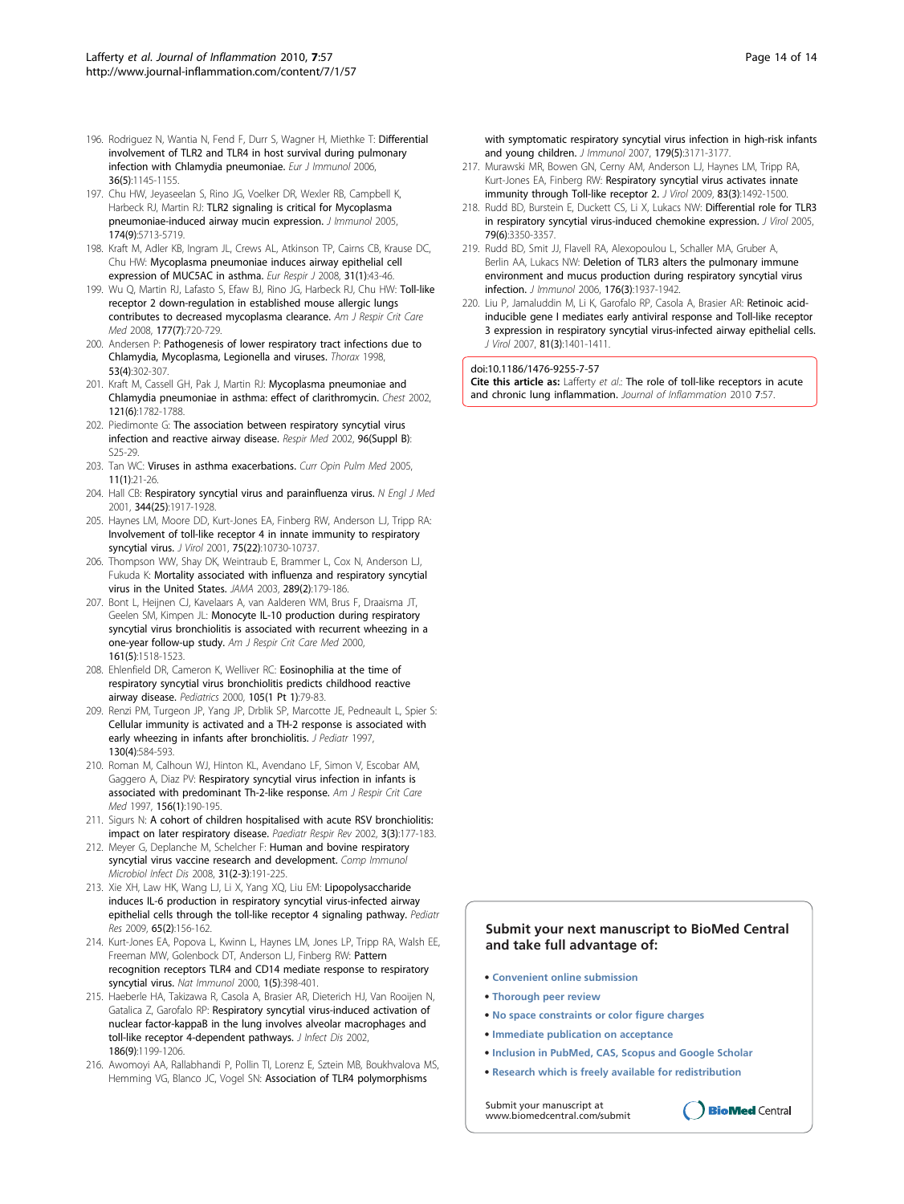196. Rodriguez N, Wantia N, Fend F, Durr S, Wagner H, Miethke T: **Differential involvement of TLR2 and TLR4 in host survival during pulmonary infection with Chlamydia pneumoniae.** *Eur J Immunol* 2006, **36(5)**:1145-1155.
197. Chu HW, Jeyaseelan S, Rino JG, Voelker DR, Wexler RB, Campbell K, Harbeck RJ, Martin RJ: **TLR2 signaling is critical for Mycoplasma pneumoniae-induced airway mucin expression.** *J Immunol* 2005, **174(9)**:5713-5719.
198. Kraft M, Adler KB, Ingram JL, Crews AL, Atkinson TP, Cairns CB, Krause DC, Chu HW: **Mycoplasma pneumoniae induces airway epithelial cell expression of MUC5AC in asthma.** *Eur Respir J* 2008, **31(1)**:43-46.
199. Wu Q, Martin RJ, Lafasto S, Efaw BJ, Rino JG, Harbeck RJ, Chu HW: **Toll-like receptor 2 down-regulation in established mouse allergic lungs contributes to decreased mycoplasma clearance.** *Am J Respir Crit Care Med* 2008, **177(7)**:720-729.
200. Andersen P: **Pathogenesis of lower respiratory tract infections due to Chlamydia, Mycoplasma, Legionella and viruses.** *Thorax* 1998, **53(4)**:302-307.
201. Kraft M, Cassell GH, Pak J, Martin RJ: **Mycoplasma pneumoniae and Chlamydia pneumoniae in asthma: effect of clarithromycin.** *Chest* 2002, **121(6)**:1782-1788.
202. Piedimonte G: **The association between respiratory syncytial virus infection and reactive airway disease.** *Respir Med* 2002, **96(Suppl B)**: S25-29.
203. Tan WC: **Viruses in asthma exacerbations.** *Curr Opin Pulm Med* 2005, **11(1)**:21-26.
204. Hall CB: **Respiratory syncytial virus and parainfluenza virus.** *N Engl J Med* 2001, **344(25)**:1917-1928.
205. Haynes LM, Moore DD, Kurt-Jones EA, Finberg RW, Anderson LJ, Tripp RA: **Involvement of toll-like receptor 4 in innate immunity to respiratory syncytial virus.** *J Virol* 2001, **75(22)**:10730-10737.
206. Thompson WW, Shay DK, Weintraub E, Brammer L, Cox N, Anderson LJ, Fukuda K: **Mortality associated with influenza and respiratory syncytial virus in the United States.** *JAMA* 2003, **289(2)**:179-186.
207. Bont L, Heijnen CJ, Kavelaars A, van Aalderen WM, Brus F, Draaisma JT, Geelen SM, Kimpen JL: **Monocyte IL-10 production during respiratory syncytial virus bronchiolitis is associated with recurrent wheezing in a one-year follow-up study.** *Am J Respir Crit Care Med* 2000, **161(5)**:1518-1523.
208. Ehlenfield DR, Cameron K, Welliver RC: **Eosinophilia at the time of respiratory syncytial virus bronchiolitis predicts childhood reactive airway disease.** *Pediatrics* 2000, **105(1 Pt 1)**:79-83.
209. Renzi PM, Turgeon JP, Yang JP, Drblik SP, Marcotte JE, Pedneault L, Spier S: **Cellular immunity is activated and a TH-2 response is associated with early wheezing in infants after bronchiolitis.** *J Pediatr* 1997, **130(4)**:584-593.
210. Roman M, Calhoun WJ, Hinton KL, Avendano LF, Simon V, Escobar AM, Gaggero A, Diaz PV: **Respiratory syncytial virus infection in infants is associated with predominant Th-2-like response.** *Am J Respir Crit Care Med* 1997, **156(1)**:190-195.
211. Sigurs N: **A cohort of children hospitalised with acute RSV bronchiolitis: impact on later respiratory disease.** *Paediatr Respir Rev* 2002, **3(3)**:177-183.
212. Meyer G, Deplanche M, Schelcher F: **Human and bovine respiratory syncytial virus vaccine research and development.** *Comp Immunol Microbiol Infect Dis* 2008, **31(2-3)**:191-225.
213. Xie XH, Law HK, Wang LJ, Li X, Yang XQ, Liu EM: **Lipopolysaccharide induces IL-6 production in respiratory syncytial virus-infected airway epithelial cells through the toll-like receptor 4 signaling pathway.** *Pediatr Res* 2009, **65(2)**:156-162.
214. Kurt-Jones EA, Popova L, Kwinn L, Haynes LM, Jones LP, Tripp RA, Walsh EE, Freeman MW, Golenbock DT, Anderson LJ, Finberg RW: **Pattern recognition receptors TLR4 and CD14 mediate response to respiratory syncytial virus.** *Nat Immunol* 2000, **1(5)**:398-401.
215. Haeberle HA, Takizawa R, Casola A, Brasier AR, Dieterich HJ, Van Rooijen N, Gatalica Z, Garofalo RP: **Respiratory syncytial virus-induced activation of nuclear factor-kappaB in the lung involves alveolar macrophages and toll-like receptor 4-dependent pathways.** *J Infect Dis* 2002, **186(9)**:1199-1206.
216. Awomoyi AA, Rallabhandi P, Pollin TI, Lorenz E, Sztein MB, Boukhvalova MS, Hemming VG, Blanco JC, Vogel SN: **Association of TLR4 polymorphisms with symptomatic respiratory syncytial virus infection in high-risk infants and young children.** *J Immunol* 2007, **179(5)**:3171-3177.
217. Murawski MR, Bowen GN, Cerny AM, Anderson LJ, Haynes LM, Tripp RA, Kurt-Jones EA, Finberg RW: **Respiratory syncytial virus activates innate immunity through Toll-like receptor 2.** *J Virol* 2009, **83(3)**:1492-1500.
218. Rudd BD, Burstein E, Duckett CS, Li X, Lukacs NW: **Differential role for TLR3 in respiratory syncytial virus-induced chemokine expression.** *J Virol* 2005, **79(6)**:3350-3357.
219. Rudd BD, Smit JJ, Flavell RA, Alexopoulou L, Schaller MA, Gruber A, Berlin AA, Lukacs NW: **Deletion of TLR3 alters the pulmonary immune environment and mucus production during respiratory syncytial virus infection.** *J Immunol* 2006, **176(3)**:1937-1942.
220. Liu P, Jamaluddin M, Li K, Garofalo RP, Casola A, Brasier AR: **Retinoic acid-inducible gene I mediates early antiviral response and Toll-like receptor 3 expression in respiratory syncytial virus-infected airway epithelial cells.** *J Virol* 2007, **81(3)**:1401-1411.

doi:10.1186/1476-9255-7-57
**Cite this article as:** Lafferty *et al.*: The role of toll-like receptors in acute and chronic lung inflammation. *Journal of Inflammation* 2010 **7**:57.

**Submit your next manuscript to BioMed Central and take full advantage of:**

- **Convenient online submission**
- **Thorough peer review**
- **No space constraints or color figure charges**
- **Immediate publication on acceptance**
- **Inclusion in PubMed, CAS, Scopus and Google Scholar**
- **Research which is freely available for redistribution**

Submit your manuscript at
www.biomedcentral.com/submit

BioMed Central